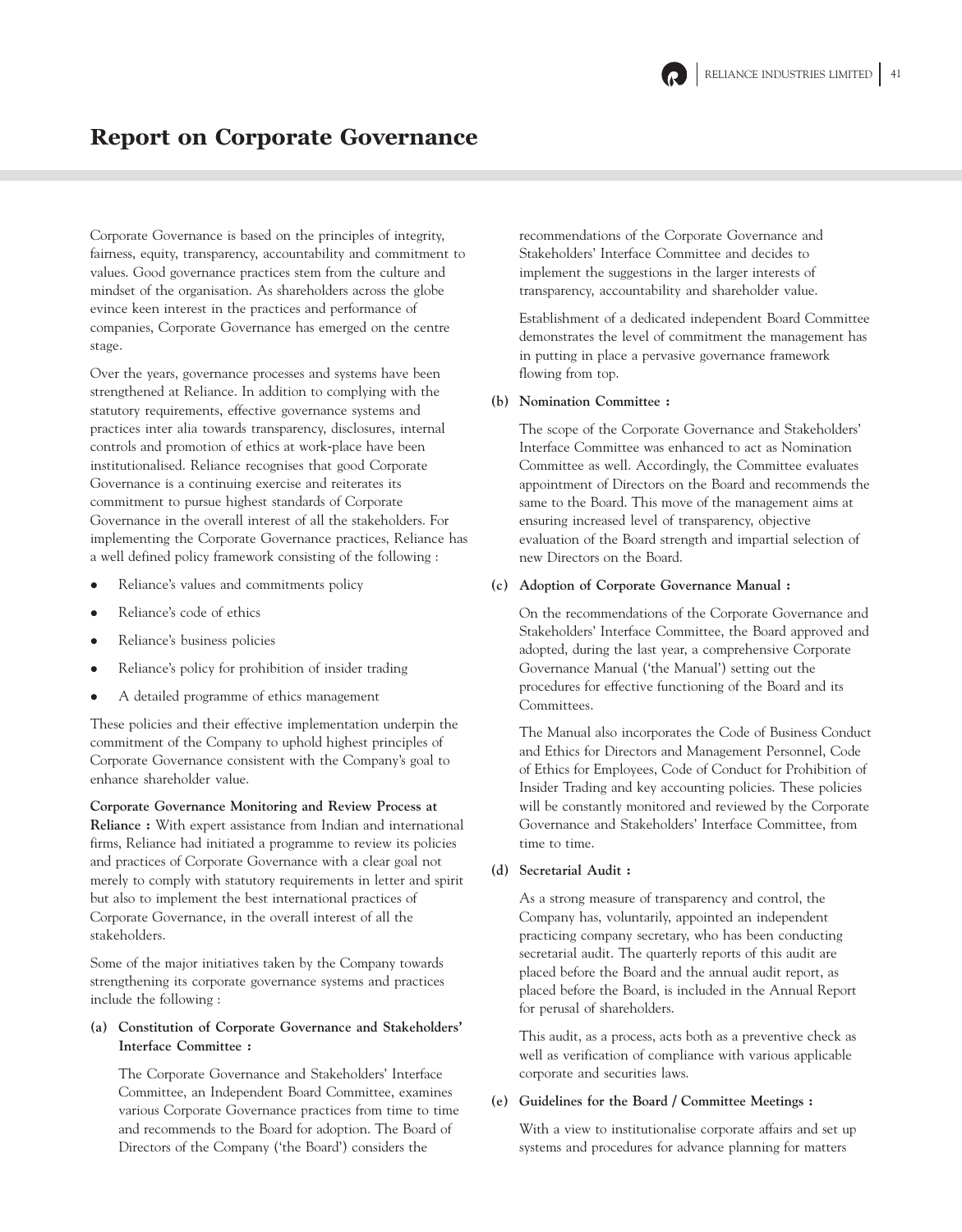# Report on Corporate Governance

Corporate Governance is based on the principles of integrity, fairness, equity, transparency, accountability and commitment to values. Good governance practices stem from the culture and mindset of the organisation. As shareholders across the globe evince keen interest in the practices and performance of companies, Corporate Governance has emerged on the centre stage.

Over the years, governance processes and systems have been strengthened at Reliance. In addition to complying with the statutory requirements, effective governance systems and practices inter alia towards transparency, disclosures, internal controls and promotion of ethics at work-place have been institutionalised. Reliance recognises that good Corporate Governance is a continuing exercise and reiterates its commitment to pursue highest standards of Corporate Governance in the overall interest of all the stakeholders. For implementing the Corporate Governance practices, Reliance has a well defined policy framework consisting of the following :

- Reliance's values and commitments policy
- Reliance's code of ethics
- Reliance's business policies
- Reliance's policy for prohibition of insider trading
- A detailed programme of ethics management

These policies and their effective implementation underpin the commitment of the Company to uphold highest principles of Corporate Governance consistent with the Company's goal to enhance shareholder value.

**Corporate Governance Monitoring and Review Process at Reliance :** With expert assistance from Indian and international firms, Reliance had initiated a programme to review its policies and practices of Corporate Governance with a clear goal not merely to comply with statutory requirements in letter and spirit but also to implement the best international practices of Corporate Governance, in the overall interest of all the stakeholders.

Some of the major initiatives taken by the Company towards strengthening its corporate governance systems and practices include the following :

**(a) Constitution of Corporate Governance and Stakeholders' Interface Committee :**

The Corporate Governance and Stakeholders' Interface Committee, an Independent Board Committee, examines various Corporate Governance practices from time to time and recommends to the Board for adoption. The Board of Directors of the Company ('the Board') considers the recommendations of the Corporate Governance and Stakeholders' Interface Committee and decides to implement the suggestions in the larger interests of transparency, accountability and shareholder value.

Establishment of a dedicated independent Board Committee demonstrates the level of commitment the management has in putting in place a pervasive governance framework flowing from top.

**(b) Nomination Committee :**

The scope of the Corporate Governance and Stakeholders' Interface Committee was enhanced to act as Nomination Committee as well. Accordingly, the Committee evaluates appointment of Directors on the Board and recommends the same to the Board. This move of the management aims at ensuring increased level of transparency, objective evaluation of the Board strength and impartial selection of new Directors on the Board.

**(c) Adoption of Corporate Governance Manual :**

On the recommendations of the Corporate Governance and Stakeholders' Interface Committee, the Board approved and adopted, during the last year, a comprehensive Corporate Governance Manual ('the Manual') setting out the procedures for effective functioning of the Board and its Committees.

The Manual also incorporates the Code of Business Conduct and Ethics for Directors and Management Personnel, Code of Ethics for Employees, Code of Conduct for Prohibition of Insider Trading and key accounting policies. These policies will be constantly monitored and reviewed by the Corporate Governance and Stakeholders' Interface Committee, from time to time.

**(d) Secretarial Audit :**

As a strong measure of transparency and control, the Company has, voluntarily, appointed an independent practicing company secretary, who has been conducting secretarial audit. The quarterly reports of this audit are placed before the Board and the annual audit report, as placed before the Board, is included in the Annual Report for perusal of shareholders.

This audit, as a process, acts both as a preventive check as well as verification of compliance with various applicable corporate and securities laws.

**(e) Guidelines for the Board / Committee Meetings :**

With a view to institutionalise corporate affairs and set up systems and procedures for advance planning for matters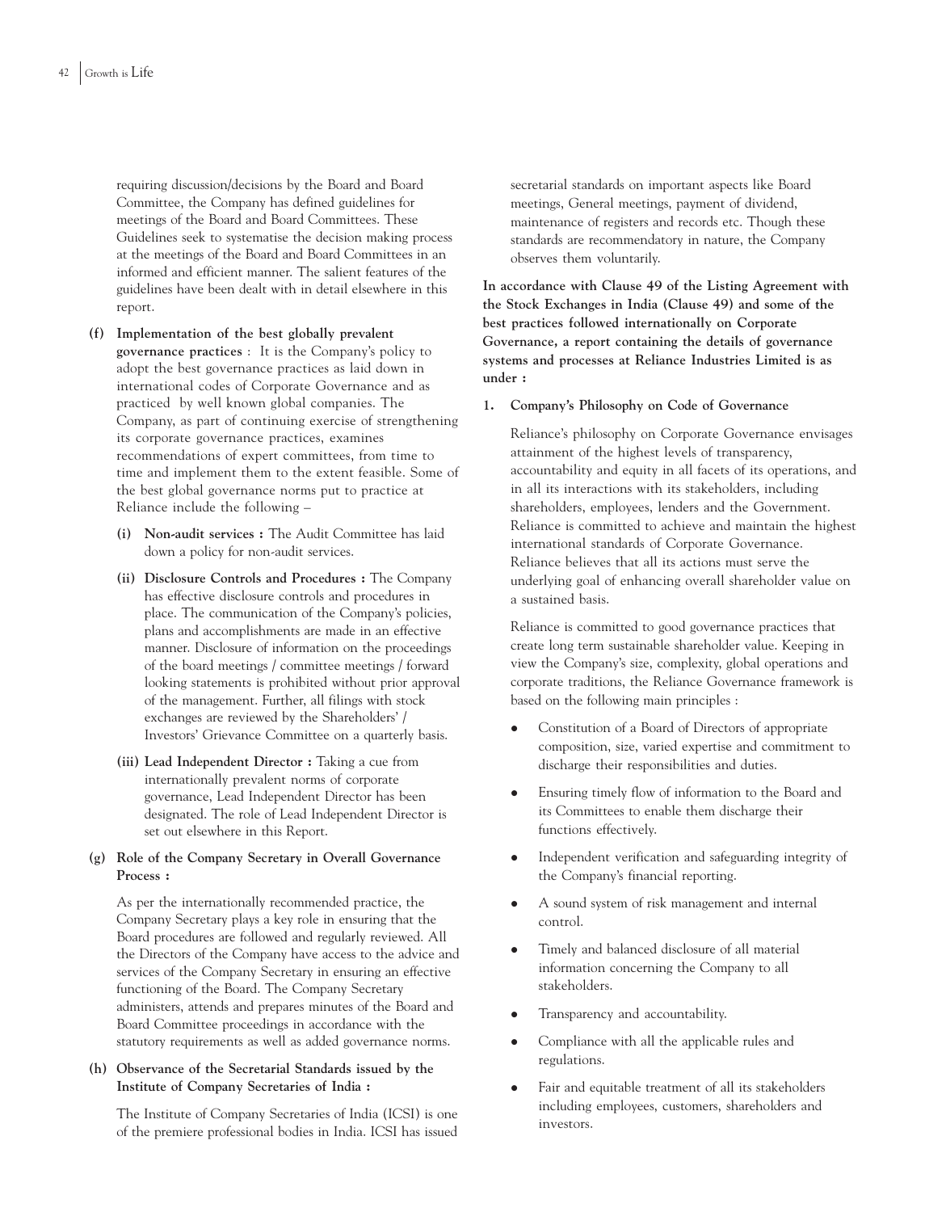requiring discussion/decisions by the Board and Board Committee, the Company has defined guidelines for meetings of the Board and Board Committees. These Guidelines seek to systematise the decision making process at the meetings of the Board and Board Committees in an informed and efficient manner. The salient features of the guidelines have been dealt with in detail elsewhere in this report.

**(f) Implementation of the best globally prevalent governance practices** : It is the Company's policy to adopt the best governance practices as laid down in international codes of Corporate Governance and as practiced by well known global companies. The Company, as part of continuing exercise of strengthening its corporate governance practices, examines recommendations of expert committees, from time to time and implement them to the extent feasible. Some of the best global governance norms put to practice at Reliance include the following –

**(i) Non-audit services :** The Audit Committee has laid down a policy for non-audit services.

**(ii) Disclosure Controls and Procedures :** The Company has effective disclosure controls and procedures in place. The communication of the Company's policies, plans and accomplishments are made in an effective manner. Disclosure of information on the proceedings of the board meetings / committee meetings / forward looking statements is prohibited without prior approval of the management. Further, all filings with stock exchanges are reviewed by the Shareholders' / Investors' Grievance Committee on a quarterly basis.

**(iii) Lead Independent Director :** Taking a cue from internationally prevalent norms of corporate governance, Lead Independent Director has been designated. The role of Lead Independent Director is set out elsewhere in this Report.

**(g) Role of the Company Secretary in Overall Governance Process :**

As per the internationally recommended practice, the Company Secretary plays a key role in ensuring that the Board procedures are followed and regularly reviewed. All the Directors of the Company have access to the advice and services of the Company Secretary in ensuring an effective functioning of the Board. The Company Secretary administers, attends and prepares minutes of the Board and Board Committee proceedings in accordance with the statutory requirements as well as added governance norms.

**(h) Observance of the Secretarial Standards issued by the Institute of Company Secretaries of India :**

The Institute of Company Secretaries of India (ICSI) is one of the premiere professional bodies in India. ICSI has issued secretarial standards on important aspects like Board meetings, General meetings, payment of dividend, maintenance of registers and records etc. Though these standards are recommendatory in nature, the Company observes them voluntarily.

**In accordance with Clause 49 of the Listing Agreement with the Stock Exchanges in India (Clause 49) and some of the best practices followed internationally on Corporate Governance, a report containing the details of governance systems and processes at Reliance Industries Limited is as under :**

**1. Company's Philosophy on Code of Governance**

Reliance's philosophy on Corporate Governance envisages attainment of the highest levels of transparency, accountability and equity in all facets of its operations, and in all its interactions with its stakeholders, including shareholders, employees, lenders and the Government. Reliance is committed to achieve and maintain the highest international standards of Corporate Governance. Reliance believes that all its actions must serve the underlying goal of enhancing overall shareholder value on a sustained basis.

Reliance is committed to good governance practices that create long term sustainable shareholder value. Keeping in view the Company's size, complexity, global operations and corporate traditions, the Reliance Governance framework is based on the following main principles :

- Constitution of a Board of Directors of appropriate composition, size, varied expertise and commitment to discharge their responsibilities and duties.
- Ensuring timely flow of information to the Board and its Committees to enable them discharge their functions effectively.
- Independent verification and safeguarding integrity of the Company's financial reporting.
- A sound system of risk management and internal control.
- Timely and balanced disclosure of all material information concerning the Company to all stakeholders.
- Transparency and accountability.
- Compliance with all the applicable rules and regulations.
- Fair and equitable treatment of all its stakeholders including employees, customers, shareholders and investors.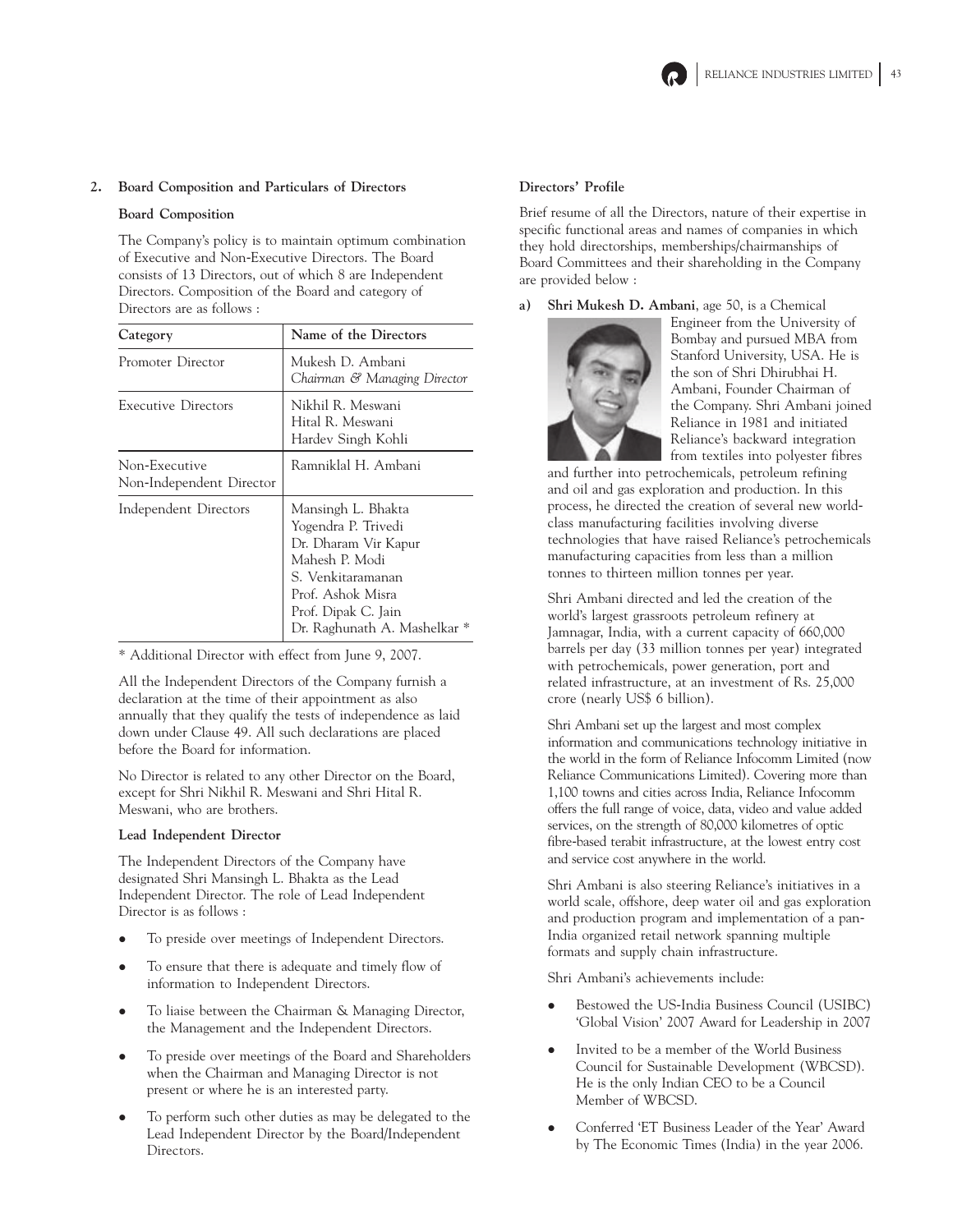## 2. Board Composition and Particulars of Directors

### Board Composition

The Company's policy is to maintain optimum combination of Executive and Non-Executive Directors. The Board consists of 13 Directors, out of which 8 are Independent Directors. Composition of the Board and category of Directors are as follows :

| Category | Name of the Directors |
|---|---|
| Promoter Director | Mukesh D. Ambani<br>*Chairman & Managing Director* |
| Executive Directors | Nikhil R. Meswani<br>Hital R. Meswani<br>Hardev Singh Kohli |
| Non-Executive Non-Independent Director | Ramniklal H. Ambani |
| Independent Directors | Mansingh L. Bhakta<br>Yogendra P. Trivedi<br>Dr. Dharam Vir Kapur<br>Mahesh P. Modi<br>S. Venkitaramanan<br>Prof. Ashok Misra<br>Prof. Dipak C. Jain<br>Dr. Raghunath A. Mashelkar * |

\* Additional Director with effect from June 9, 2007.

All the Independent Directors of the Company furnish a declaration at the time of their appointment as also annually that they qualify the tests of independence as laid down under Clause 49. All such declarations are placed before the Board for information.

No Director is related to any other Director on the Board, except for Shri Nikhil R. Meswani and Shri Hital R. Meswani, who are brothers.

### Lead Independent Director

The Independent Directors of the Company have designated Shri Mansingh L. Bhakta as the Lead Independent Director. The role of Lead Independent Director is as follows :

- To preside over meetings of Independent Directors.
- To ensure that there is adequate and timely flow of information to Independent Directors.
- To liaise between the Chairman & Managing Director, the Management and the Independent Directors.
- To preside over meetings of the Board and Shareholders when the Chairman and Managing Director is not present or where he is an interested party.
- To perform such other duties as may be delegated to the Lead Independent Director by the Board/Independent Directors.

### Directors' Profile

Brief resume of all the Directors, nature of their expertise in specific functional areas and names of companies in which they hold directorships, memberships/chairmanships of Board Committees and their shareholding in the Company are provided below :

a) **Shri Mukesh D. Ambani**, age 50, is a Chemical Engineer from the University of Bombay and pursued MBA from Stanford University, USA. He is the son of Shri Dhirubhai H. Ambani, Founder Chairman of the Company. Shri Ambani joined Reliance in 1981 and initiated Reliance's backward integration from textiles into polyester fibres and further into petrochemicals, petroleum refining and oil and gas exploration and production. In this process, he directed the creation of several new world-class manufacturing facilities involving diverse technologies that have raised Reliance's petrochemicals manufacturing capacities from less than a million tonnes to thirteen million tonnes per year.

Shri Ambani directed and led the creation of the world's largest grassroots petroleum refinery at Jamnagar, India, with a current capacity of 660,000 barrels per day (33 million tonnes per year) integrated with petrochemicals, power generation, port and related infrastructure, at an investment of Rs. 25,000 crore (nearly US$ 6 billion).

Shri Ambani set up the largest and most complex information and communications technology initiative in the world in the form of Reliance Infocomm Limited (now Reliance Communications Limited). Covering more than 1,100 towns and cities across India, Reliance Infocomm offers the full range of voice, data, video and value added services, on the strength of 80,000 kilometres of optic fibre-based terabit infrastructure, at the lowest entry cost and service cost anywhere in the world.

Shri Ambani is also steering Reliance's initiatives in a world scale, offshore, deep water oil and gas exploration and production program and implementation of a pan-India organized retail network spanning multiple formats and supply chain infrastructure.

Shri Ambani's achievements include:

- Bestowed the US-India Business Council (USIBC) 'Global Vision' 2007 Award for Leadership in 2007
- Invited to be a member of the World Business Council for Sustainable Development (WBCSD). He is the only Indian CEO to be a Council Member of WBCSD.
- Conferred 'ET Business Leader of the Year' Award by The Economic Times (India) in the year 2006.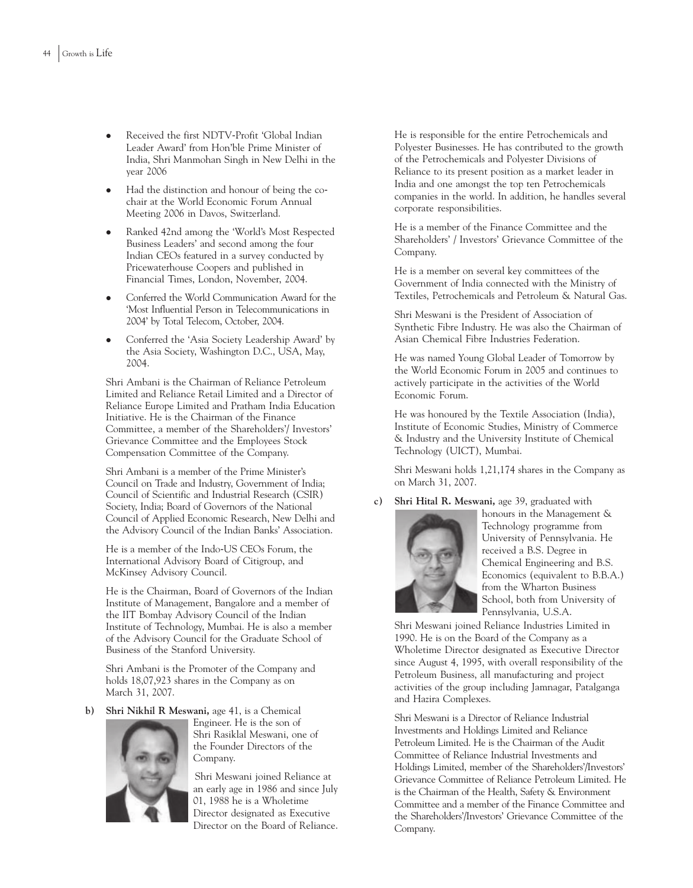- Received the first NDTV-Profit 'Global Indian Leader Award' from Hon'ble Prime Minister of India, Shri Manmohan Singh in New Delhi in the year 2006
- Had the distinction and honour of being the co-chair at the World Economic Forum Annual Meeting 2006 in Davos, Switzerland.
- Ranked 42nd among the 'World's Most Respected Business Leaders' and second among the four Indian CEOs featured in a survey conducted by Pricewaterhouse Coopers and published in Financial Times, London, November, 2004.
- Conferred the World Communication Award for the 'Most Influential Person in Telecommunications in 2004' by Total Telecom, October, 2004.
- Conferred the 'Asia Society Leadership Award' by the Asia Society, Washington D.C., USA, May, 2004.

Shri Ambani is the Chairman of Reliance Petroleum Limited and Reliance Retail Limited and a Director of Reliance Europe Limited and Pratham India Education Initiative. He is the Chairman of the Finance Committee, a member of the Shareholders'/ Investors' Grievance Committee and the Employees Stock Compensation Committee of the Company.

Shri Ambani is a member of the Prime Minister's Council on Trade and Industry, Government of India; Council of Scientific and Industrial Research (CSIR) Society, India; Board of Governors of the National Council of Applied Economic Research, New Delhi and the Advisory Council of the Indian Banks' Association.

He is a member of the Indo-US CEOs Forum, the International Advisory Board of Citigroup, and McKinsey Advisory Council.

He is the Chairman, Board of Governors of the Indian Institute of Management, Bangalore and a member of the IIT Bombay Advisory Council of the Indian Institute of Technology, Mumbai. He is also a member of the Advisory Council for the Graduate School of Business of the Stanford University.

Shri Ambani is the Promoter of the Company and holds 18,07,923 shares in the Company as on March 31, 2007.

**b) Shri Nikhil R Meswani,** age 41, is a Chemical Engineer. He is the son of Shri Rasiklal Meswani, one of the Founder Directors of the Company.

Shri Meswani joined Reliance at an early age in 1986 and since July 01, 1988 he is a Wholetime Director designated as Executive Director on the Board of Reliance.

He is responsible for the entire Petrochemicals and Polyester Businesses. He has contributed to the growth of the Petrochemicals and Polyester Divisions of Reliance to its present position as a market leader in India and one amongst the top ten Petrochemicals companies in the world. In addition, he handles several corporate responsibilities.

He is a member of the Finance Committee and the Shareholders' / Investors' Grievance Committee of the Company.

He is a member on several key committees of the Government of India connected with the Ministry of Textiles, Petrochemicals and Petroleum & Natural Gas.

Shri Meswani is the President of Association of Synthetic Fibre Industry. He was also the Chairman of Asian Chemical Fibre Industries Federation.

He was named Young Global Leader of Tomorrow by the World Economic Forum in 2005 and continues to actively participate in the activities of the World Economic Forum.

He was honoured by the Textile Association (India), Institute of Economic Studies, Ministry of Commerce & Industry and the University Institute of Chemical Technology (UICT), Mumbai.

Shri Meswani holds 1,21,174 shares in the Company as on March 31, 2007.

**c) Shri Hital R. Meswani,** age 39, graduated with honours in the Management & Technology programme from University of Pennsylvania. He received a B.S. Degree in Chemical Engineering and B.S. Economics (equivalent to B.B.A.) from the Wharton Business School, both from University of Pennsylvania, U.S.A.

Shri Meswani joined Reliance Industries Limited in 1990. He is on the Board of the Company as a Wholetime Director designated as Executive Director since August 4, 1995, with overall responsibility of the Petroleum Business, all manufacturing and project activities of the group including Jamnagar, Patalganga and Hazira Complexes.

Shri Meswani is a Director of Reliance Industrial Investments and Holdings Limited and Reliance Petroleum Limited. He is the Chairman of the Audit Committee of Reliance Industrial Investments and Holdings Limited, member of the Shareholders'/Investors' Grievance Committee of Reliance Petroleum Limited. He is the Chairman of the Health, Safety & Environment Committee and a member of the Finance Committee and the Shareholders'/Investors' Grievance Committee of the Company.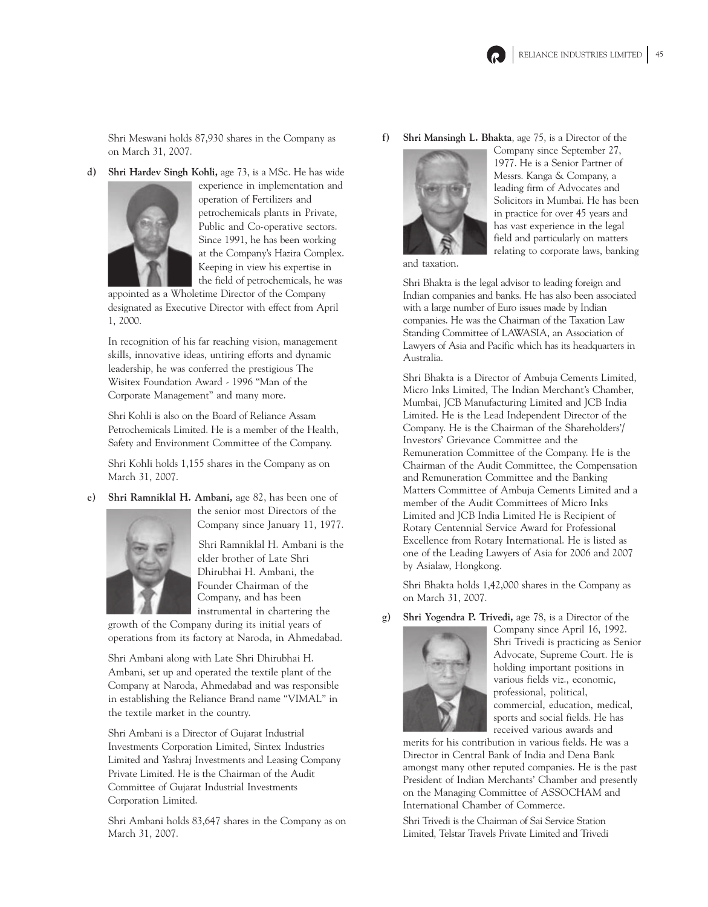Shri Meswani holds 87,930 shares in the Company as on March 31, 2007.

d) **Shri Hardev Singh Kohli,** age 73, is a MSc. He has wide experience in implementation and operation of Fertilizers and petrochemicals plants in Private, Public and Co-operative sectors. Since 1991, he has been working at the Company's Hazira Complex. Keeping in view his expertise in the field of petrochemicals, he was appointed as a Wholetime Director of the Company designated as Executive Director with effect from April 1, 2000.

In recognition of his far reaching vision, management skills, innovative ideas, untiring efforts and dynamic leadership, he was conferred the prestigious The Wisitex Foundation Award - 1996 "Man of the Corporate Management" and many more.

Shri Kohli is also on the Board of Reliance Assam Petrochemicals Limited. He is a member of the Health, Safety and Environment Committee of the Company.

Shri Kohli holds 1,155 shares in the Company as on March 31, 2007.

e) **Shri Ramniklal H. Ambani,** age 82, has been one of the senior most Directors of the Company since January 11, 1977.

Shri Ramniklal H. Ambani is the elder brother of Late Shri Dhirubhai H. Ambani, the Founder Chairman of the Company, and has been instrumental in chartering the growth of the Company during its initial years of operations from its factory at Naroda, in Ahmedabad.

Shri Ambani along with Late Shri Dhirubhai H. Ambani, set up and operated the textile plant of the Company at Naroda, Ahmedabad and was responsible in establishing the Reliance Brand name "VIMAL" in the textile market in the country.

Shri Ambani is a Director of Gujarat Industrial Investments Corporation Limited, Sintex Industries Limited and Yashraj Investments and Leasing Company Private Limited. He is the Chairman of the Audit Committee of Gujarat Industrial Investments Corporation Limited.

Shri Ambani holds 83,647 shares in the Company as on March 31, 2007.

f) **Shri Mansingh L. Bhakta**, age 75, is a Director of the Company since September 27, 1977. He is a Senior Partner of Messrs. Kanga & Company, a leading firm of Advocates and Solicitors in Mumbai. He has been in practice for over 45 years and has vast experience in the legal field and particularly on matters relating to corporate laws, banking and taxation.

Shri Bhakta is the legal advisor to leading foreign and Indian companies and banks. He has also been associated with a large number of Euro issues made by Indian companies. He was the Chairman of the Taxation Law Standing Committee of LAWASIA, an Association of Lawyers of Asia and Pacific which has its headquarters in Australia.

Shri Bhakta is a Director of Ambuja Cements Limited, Micro Inks Limited, The Indian Merchant's Chamber, Mumbai, JCB Manufacturing Limited and JCB India Limited. He is the Lead Independent Director of the Company. He is the Chairman of the Shareholders'/ Investors' Grievance Committee and the Remuneration Committee of the Company. He is the Chairman of the Audit Committee, the Compensation and Remuneration Committee and the Banking Matters Committee of Ambuja Cements Limited and a member of the Audit Committees of Micro Inks Limited and JCB India Limited He is Recipient of Rotary Centennial Service Award for Professional Excellence from Rotary International. He is listed as one of the Leading Lawyers of Asia for 2006 and 2007 by Asialaw, Hongkong.

Shri Bhakta holds 1,42,000 shares in the Company as on March 31, 2007.

g) **Shri Yogendra P. Trivedi,** age 78, is a Director of the Company since April 16, 1992. Shri Trivedi is practicing as Senior Advocate, Supreme Court. He is holding important positions in various fields viz., economic, professional, political, commercial, education, medical, sports and social fields. He has received various awards and merits for his contribution in various fields. He was a Director in Central Bank of India and Dena Bank amongst many other reputed companies. He is the past President of Indian Merchants' Chamber and presently on the Managing Committee of ASSOCHAM and International Chamber of Commerce.

Shri Trivedi is the Chairman of Sai Service Station Limited, Telstar Travels Private Limited and Trivedi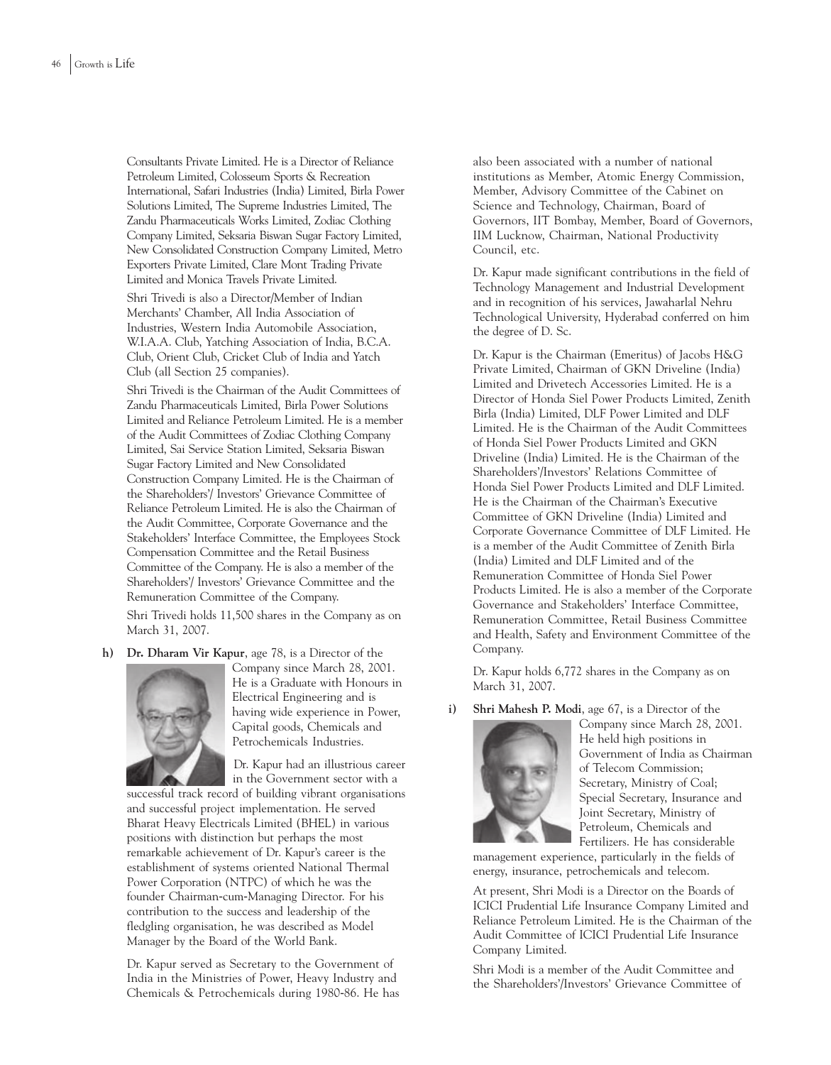Consultants Private Limited. He is a Director of Reliance Petroleum Limited, Colosseum Sports & Recreation International, Safari Industries (India) Limited, Birla Power Solutions Limited, The Supreme Industries Limited, The Zandu Pharmaceuticals Works Limited, Zodiac Clothing Company Limited, Seksaria Biswan Sugar Factory Limited, New Consolidated Construction Company Limited, Metro Exporters Private Limited, Clare Mont Trading Private Limited and Monica Travels Private Limited.

Shri Trivedi is also a Director/Member of Indian Merchants' Chamber, All India Association of Industries, Western India Automobile Association, W.I.A.A. Club, Yatching Association of India, B.C.A. Club, Orient Club, Cricket Club of India and Yatch Club (all Section 25 companies).

Shri Trivedi is the Chairman of the Audit Committees of Zandu Pharmaceuticals Limited, Birla Power Solutions Limited and Reliance Petroleum Limited. He is a member of the Audit Committees of Zodiac Clothing Company Limited, Sai Service Station Limited, Seksaria Biswan Sugar Factory Limited and New Consolidated Construction Company Limited. He is the Chairman of the Shareholders'/ Investors' Grievance Committee of Reliance Petroleum Limited. He is also the Chairman of the Audit Committee, Corporate Governance and the Stakeholders' Interface Committee, the Employees Stock Compensation Committee and the Retail Business Committee of the Company. He is also a member of the Shareholders'/ Investors' Grievance Committee and the Remuneration Committee of the Company.

Shri Trivedi holds 11,500 shares in the Company as on March 31, 2007.

h) **Dr. Dharam Vir Kapur**, age 78, is a Director of the Company since March 28, 2001. He is a Graduate with Honours in Electrical Engineering and is having wide experience in Power, Capital goods, Chemicals and Petrochemicals Industries.

Dr. Kapur had an illustrious career in the Government sector with a successful track record of building vibrant organisations and successful project implementation. He served Bharat Heavy Electricals Limited (BHEL) in various positions with distinction but perhaps the most remarkable achievement of Dr. Kapur's career is the establishment of systems oriented National Thermal Power Corporation (NTPC) of which he was the founder Chairman-cum-Managing Director. For his contribution to the success and leadership of the fledgling organisation, he was described as Model Manager by the Board of the World Bank.

Dr. Kapur served as Secretary to the Government of India in the Ministries of Power, Heavy Industry and Chemicals & Petrochemicals during 1980-86. He has also been associated with a number of national institutions as Member, Atomic Energy Commission, Member, Advisory Committee of the Cabinet on Science and Technology, Chairman, Board of Governors, IIT Bombay, Member, Board of Governors, IIM Lucknow, Chairman, National Productivity Council, etc.

Dr. Kapur made significant contributions in the field of Technology Management and Industrial Development and in recognition of his services, Jawaharlal Nehru Technological University, Hyderabad conferred on him the degree of D. Sc.

Dr. Kapur is the Chairman (Emeritus) of Jacobs H&G Private Limited, Chairman of GKN Driveline (India) Limited and Drivetech Accessories Limited. He is a Director of Honda Siel Power Products Limited, Zenith Birla (India) Limited, DLF Power Limited and DLF Limited. He is the Chairman of the Audit Committees of Honda Siel Power Products Limited and GKN Driveline (India) Limited. He is the Chairman of the Shareholders'/Investors' Relations Committee of Honda Siel Power Products Limited and DLF Limited. He is the Chairman of the Chairman's Executive Committee of GKN Driveline (India) Limited and Corporate Governance Committee of DLF Limited. He is a member of the Audit Committee of Zenith Birla (India) Limited and DLF Limited and of the Remuneration Committee of Honda Siel Power Products Limited. He is also a member of the Corporate Governance and Stakeholders' Interface Committee, Remuneration Committee, Retail Business Committee and Health, Safety and Environment Committee of the Company.

Dr. Kapur holds 6,772 shares in the Company as on March 31, 2007.

i) **Shri Mahesh P. Modi**, age 67, is a Director of the Company since March 28, 2001. He held high positions in Government of India as Chairman of Telecom Commission; Secretary, Ministry of Coal; Special Secretary, Insurance and Joint Secretary, Ministry of Petroleum, Chemicals and Fertilizers. He has considerable management experience, particularly in the fields of energy, insurance, petrochemicals and telecom.

At present, Shri Modi is a Director on the Boards of ICICI Prudential Life Insurance Company Limited and Reliance Petroleum Limited. He is the Chairman of the Audit Committee of ICICI Prudential Life Insurance Company Limited.

Shri Modi is a member of the Audit Committee and the Shareholders'/Investors' Grievance Committee of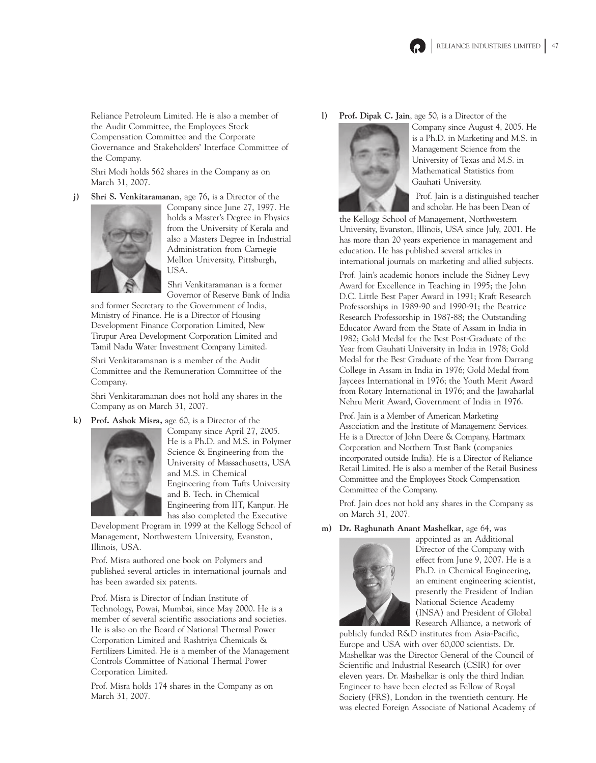Reliance Petroleum Limited. He is also a member of the Audit Committee, the Employees Stock Compensation Committee and the Corporate Governance and Stakeholders' Interface Committee of the Company.

Shri Modi holds 562 shares in the Company as on March 31, 2007.

j) **Shri S. Venkitaramanan**, age 76, is a Director of the Company since June 27, 1997. He holds a Master's Degree in Physics from the University of Kerala and also a Masters Degree in Industrial Administration from Carnegie Mellon University, Pittsburgh, USA.

Shri Venkitaramanan is a former Governor of Reserve Bank of India and former Secretary to the Government of India, Ministry of Finance. He is a Director of Housing Development Finance Corporation Limited, New Tirupur Area Development Corporation Limited and Tamil Nadu Water Investment Company Limited.

Shri Venkitaramanan is a member of the Audit Committee and the Remuneration Committee of the Company.

Shri Venkitaramanan does not hold any shares in the Company as on March 31, 2007.

k) **Prof. Ashok Misra,** age 60, is a Director of the Company since April 27, 2005. He is a Ph.D. and M.S. in Polymer Science & Engineering from the University of Massachusetts, USA and M.S. in Chemical Engineering from Tufts University and B. Tech. in Chemical Engineering from IIT, Kanpur. He has also completed the Executive Development Program in 1999 at the Kellogg School of Management, Northwestern University, Evanston, Illinois, USA.

Prof. Misra authored one book on Polymers and published several articles in international journals and has been awarded six patents.

Prof. Misra is Director of Indian Institute of Technology, Powai, Mumbai, since May 2000. He is a member of several scientific associations and societies. He is also on the Board of National Thermal Power Corporation Limited and Rashtriya Chemicals & Fertilizers Limited. He is a member of the Management Controls Committee of National Thermal Power Corporation Limited.

Prof. Misra holds 174 shares in the Company as on March 31, 2007.

l) **Prof. Dipak C. Jain**, age 50, is a Director of the Company since August 4, 2005. He is a Ph.D. in Marketing and M.S. in Management Science from the University of Texas and M.S. in Mathematical Statistics from Gauhati University.

Prof. Jain is a distinguished teacher and scholar. He has been Dean of the Kellogg School of Management, Northwestern University, Evanston, Illinois, USA since July, 2001. He has more than 20 years experience in management and education. He has published several articles in international journals on marketing and allied subjects.

Prof. Jain's academic honors include the Sidney Levy Award for Excellence in Teaching in 1995; the John D.C. Little Best Paper Award in 1991; Kraft Research Professorships in 1989-90 and 1990-91; the Beatrice Research Professorship in 1987-88; the Outstanding Educator Award from the State of Assam in India in 1982; Gold Medal for the Best Post-Graduate of the Year from Gauhati University in India in 1978; Gold Medal for the Best Graduate of the Year from Darrang College in Assam in India in 1976; Gold Medal from Jaycees International in 1976; the Youth Merit Award from Rotary International in 1976; and the Jawaharlal Nehru Merit Award, Government of India in 1976.

Prof. Jain is a Member of American Marketing Association and the Institute of Management Services. He is a Director of John Deere & Company, Hartmarx Corporation and Northern Trust Bank (companies incorporated outside India). He is a Director of Reliance Retail Limited. He is also a member of the Retail Business Committee and the Employees Stock Compensation Committee of the Company.

Prof. Jain does not hold any shares in the Company as on March 31, 2007.

m) **Dr. Raghunath Anant Mashelkar**, age 64, was appointed as an Additional Director of the Company with effect from June 9, 2007. He is a Ph.D. in Chemical Engineering, an eminent engineering scientist, presently the President of Indian National Science Academy (INSA) and President of Global Research Alliance, a network of publicly funded R&D institutes from Asia-Pacific, Europe and USA with over 60,000 scientists. Dr. Mashelkar was the Director General of the Council of Scientific and Industrial Research (CSIR) for over eleven years. Dr. Mashelkar is only the third Indian Engineer to have been elected as Fellow of Royal Society (FRS), London in the twentieth century. He was elected Foreign Associate of National Academy of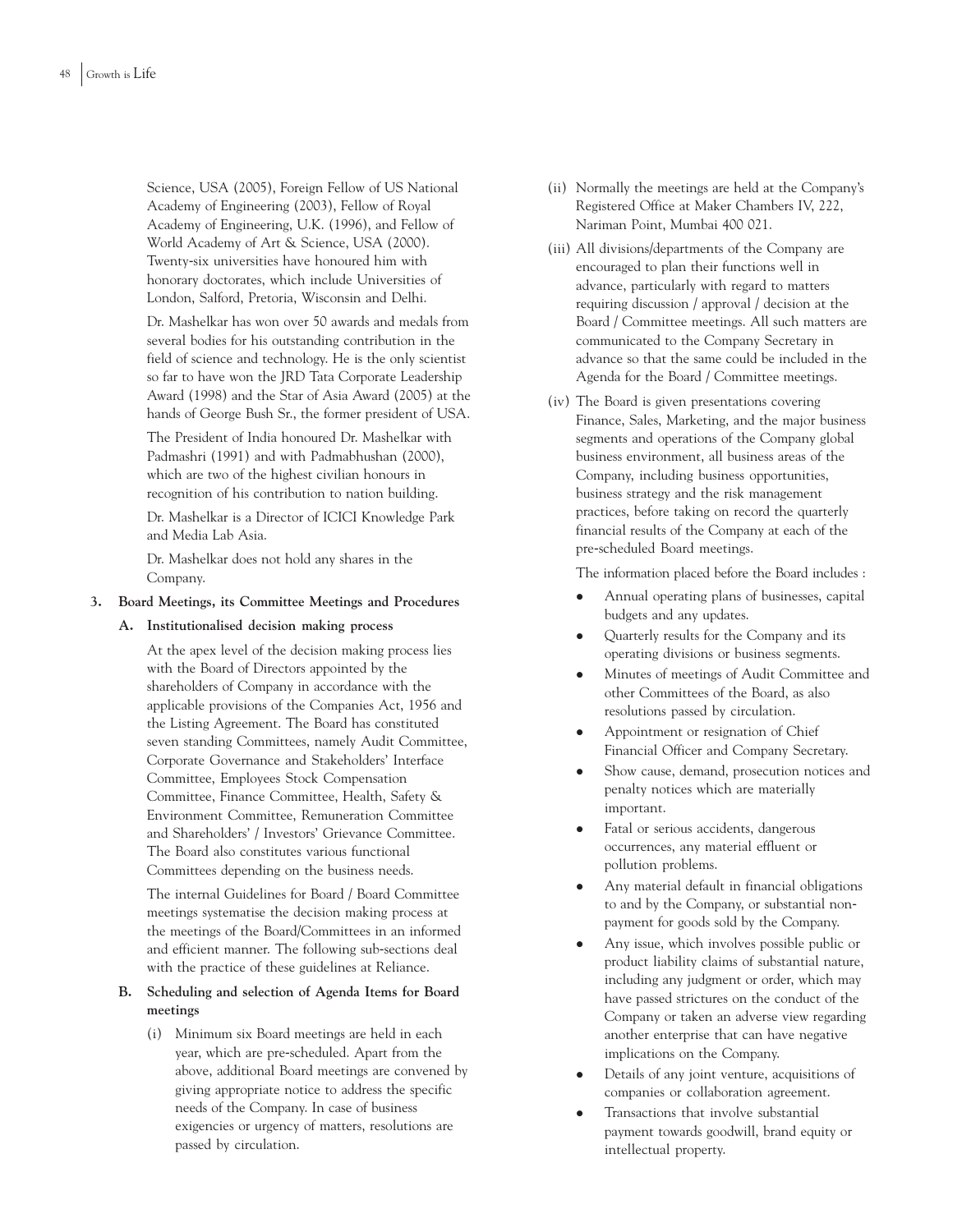Science, USA (2005), Foreign Fellow of US National Academy of Engineering (2003), Fellow of Royal Academy of Engineering, U.K. (1996), and Fellow of World Academy of Art & Science, USA (2000). Twenty-six universities have honoured him with honorary doctorates, which include Universities of London, Salford, Pretoria, Wisconsin and Delhi.

Dr. Mashelkar has won over 50 awards and medals from several bodies for his outstanding contribution in the field of science and technology. He is the only scientist so far to have won the JRD Tata Corporate Leadership Award (1998) and the Star of Asia Award (2005) at the hands of George Bush Sr., the former president of USA.

The President of India honoured Dr. Mashelkar with Padmashri (1991) and with Padmabhushan (2000), which are two of the highest civilian honours in recognition of his contribution to nation building.

Dr. Mashelkar is a Director of ICICI Knowledge Park and Media Lab Asia.

Dr. Mashelkar does not hold any shares in the Company.

### 3. Board Meetings, its Committee Meetings and Procedures

#### A. Institutionalised decision making process

At the apex level of the decision making process lies with the Board of Directors appointed by the shareholders of Company in accordance with the applicable provisions of the Companies Act, 1956 and the Listing Agreement. The Board has constituted seven standing Committees, namely Audit Committee, Corporate Governance and Stakeholders' Interface Committee, Employees Stock Compensation Committee, Finance Committee, Health, Safety & Environment Committee, Remuneration Committee and Shareholders' / Investors' Grievance Committee. The Board also constitutes various functional Committees depending on the business needs.

The internal Guidelines for Board / Board Committee meetings systematise the decision making process at the meetings of the Board/Committees in an informed and efficient manner. The following sub-sections deal with the practice of these guidelines at Reliance.

#### B. Scheduling and selection of Agenda Items for Board meetings

(i) Minimum six Board meetings are held in each year, which are pre-scheduled. Apart from the above, additional Board meetings are convened by giving appropriate notice to address the specific needs of the Company. In case of business exigencies or urgency of matters, resolutions are passed by circulation.

(ii) Normally the meetings are held at the Company's Registered Office at Maker Chambers IV, 222, Nariman Point, Mumbai 400 021.

(iii) All divisions/departments of the Company are encouraged to plan their functions well in advance, particularly with regard to matters requiring discussion / approval / decision at the Board / Committee meetings. All such matters are communicated to the Company Secretary in advance so that the same could be included in the Agenda for the Board / Committee meetings.

(iv) The Board is given presentations covering Finance, Sales, Marketing, and the major business segments and operations of the Company global business environment, all business areas of the Company, including business opportunities, business strategy and the risk management practices, before taking on record the quarterly financial results of the Company at each of the pre-scheduled Board meetings.

The information placed before the Board includes :

- Annual operating plans of businesses, capital budgets and any updates.
- Quarterly results for the Company and its operating divisions or business segments.
- Minutes of meetings of Audit Committee and other Committees of the Board, as also resolutions passed by circulation.
- Appointment or resignation of Chief Financial Officer and Company Secretary.
- Show cause, demand, prosecution notices and penalty notices which are materially important.
- Fatal or serious accidents, dangerous occurrences, any material effluent or pollution problems.
- Any material default in financial obligations to and by the Company, or substantial non-payment for goods sold by the Company.
- Any issue, which involves possible public or product liability claims of substantial nature, including any judgment or order, which may have passed strictures on the conduct of the Company or taken an adverse view regarding another enterprise that can have negative implications on the Company.
- Details of any joint venture, acquisitions of companies or collaboration agreement.
- Transactions that involve substantial payment towards goodwill, brand equity or intellectual property.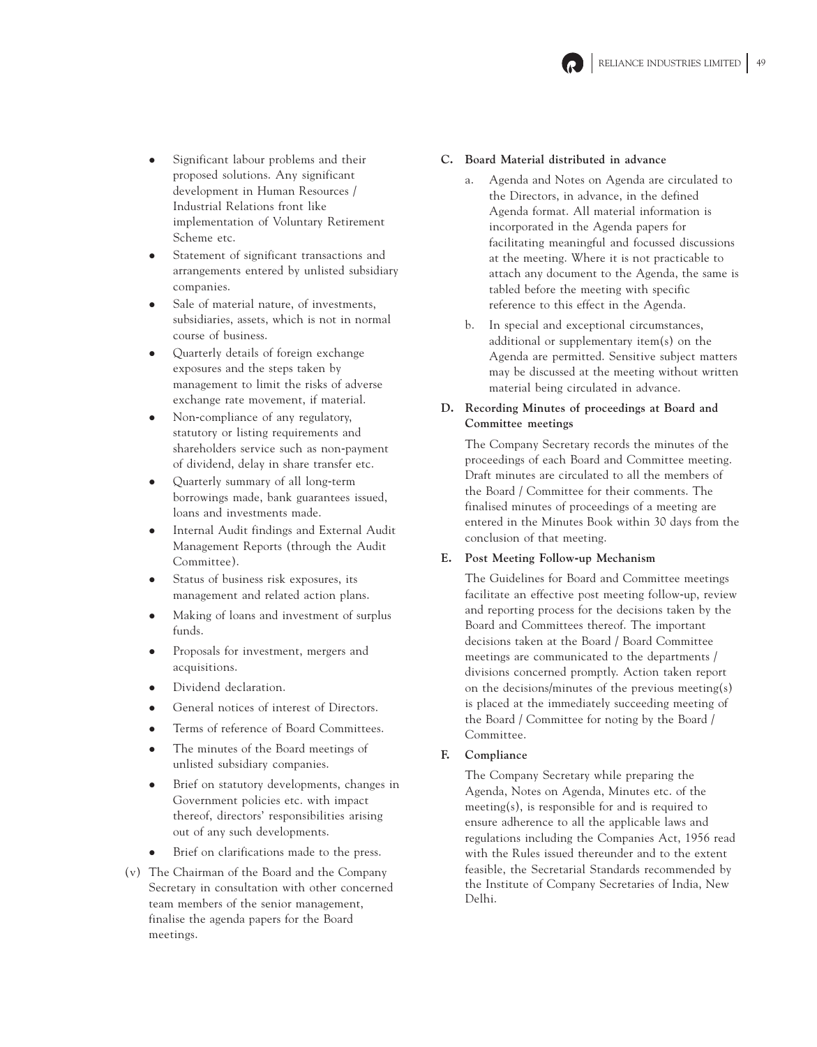- Significant labour problems and their proposed solutions. Any significant development in Human Resources / Industrial Relations front like implementation of Voluntary Retirement Scheme etc.
- Statement of significant transactions and arrangements entered by unlisted subsidiary companies.
- Sale of material nature, of investments, subsidiaries, assets, which is not in normal course of business.
- Quarterly details of foreign exchange exposures and the steps taken by management to limit the risks of adverse exchange rate movement, if material.
- Non-compliance of any regulatory, statutory or listing requirements and shareholders service such as non-payment of dividend, delay in share transfer etc.
- Quarterly summary of all long-term borrowings made, bank guarantees issued, loans and investments made.
- Internal Audit findings and External Audit Management Reports (through the Audit Committee).
- Status of business risk exposures, its management and related action plans.
- Making of loans and investment of surplus funds.
- Proposals for investment, mergers and acquisitions.
- Dividend declaration.
- General notices of interest of Directors.
- Terms of reference of Board Committees.
- The minutes of the Board meetings of unlisted subsidiary companies.
- Brief on statutory developments, changes in Government policies etc. with impact thereof, directors' responsibilities arising out of any such developments.
- Brief on clarifications made to the press.

(v) The Chairman of the Board and the Company Secretary in consultation with other concerned team members of the senior management, finalise the agenda papers for the Board meetings.

**C. Board Material distributed in advance**

a. Agenda and Notes on Agenda are circulated to the Directors, in advance, in the defined Agenda format. All material information is incorporated in the Agenda papers for facilitating meaningful and focussed discussions at the meeting. Where it is not practicable to attach any document to the Agenda, the same is tabled before the meeting with specific reference to this effect in the Agenda.

b. In special and exceptional circumstances, additional or supplementary item(s) on the Agenda are permitted. Sensitive subject matters may be discussed at the meeting without written material being circulated in advance.

**D. Recording Minutes of proceedings at Board and Committee meetings**

The Company Secretary records the minutes of the proceedings of each Board and Committee meeting. Draft minutes are circulated to all the members of the Board / Committee for their comments. The finalised minutes of proceedings of a meeting are entered in the Minutes Book within 30 days from the conclusion of that meeting.

**E. Post Meeting Follow-up Mechanism**

The Guidelines for Board and Committee meetings facilitate an effective post meeting follow-up, review and reporting process for the decisions taken by the Board and Committees thereof. The important decisions taken at the Board / Board Committee meetings are communicated to the departments / divisions concerned promptly. Action taken report on the decisions/minutes of the previous meeting(s) is placed at the immediately succeeding meeting of the Board / Committee for noting by the Board / Committee.

**F. Compliance**

The Company Secretary while preparing the Agenda, Notes on Agenda, Minutes etc. of the meeting(s), is responsible for and is required to ensure adherence to all the applicable laws and regulations including the Companies Act, 1956 read with the Rules issued thereunder and to the extent feasible, the Secretarial Standards recommended by the Institute of Company Secretaries of India, New Delhi.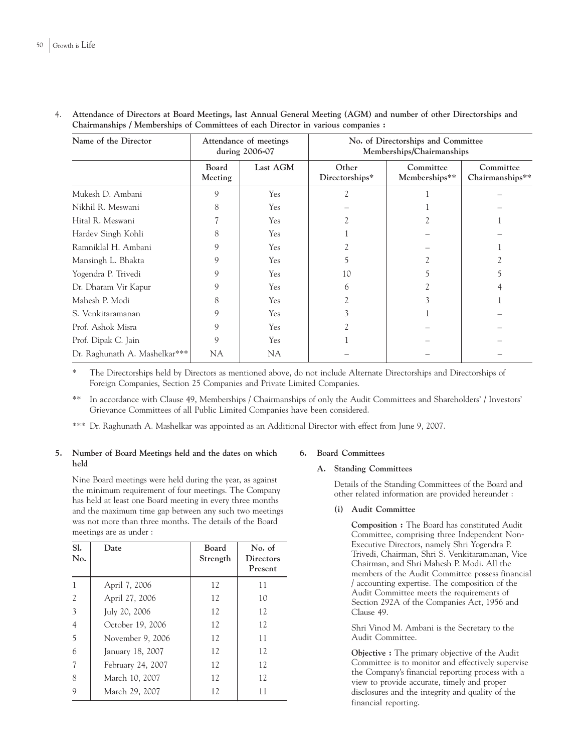4. **Attendance of Directors at Board Meetings, last Annual General Meeting (AGM) and number of other Directorships and Chairmanships / Memberships of Committees of each Director in various companies :**

| Name of the Director | Attendance of meetings during 2006-07 | | No. of Directorships and Committee Memberships/Chairmanships | | |
|---|---|---|---|---|---|
| | Board Meeting | Last AGM | Other Directorships* | Committee Memberships** | Committee Chairmanships** |
| Mukesh D. Ambani | 9 | Yes | 2 | 1 | – |
| Nikhil R. Meswani | 8 | Yes | – | 1 | – |
| Hital R. Meswani | 7 | Yes | 2 | 2 | 1 |
| Hardev Singh Kohli | 8 | Yes | 1 | – | – |
| Ramniklal H. Ambani | 9 | Yes | 2 | – | 1 |
| Mansingh L. Bhakta | 9 | Yes | 5 | 2 | 2 |
| Yogendra P. Trivedi | 9 | Yes | 10 | 5 | 5 |
| Dr. Dharam Vir Kapur | 9 | Yes | 6 | 2 | 4 |
| Mahesh P. Modi | 8 | Yes | 2 | 3 | 1 |
| S. Venkitaramanan | 9 | Yes | 3 | 1 | – |
| Prof. Ashok Misra | 9 | Yes | 2 | – | – |
| Prof. Dipak C. Jain | 9 | Yes | 1 | – | – |
| Dr. Raghunath A. Mashelkar*** | NA | NA | – | – | – |

\* The Directorships held by Directors as mentioned above, do not include Alternate Directorships and Directorships of Foreign Companies, Section 25 Companies and Private Limited Companies.

\*\* In accordance with Clause 49, Memberships / Chairmanships of only the Audit Committees and Shareholders' / Investors' Grievance Committees of all Public Limited Companies have been considered.

\*\*\* Dr. Raghunath A. Mashelkar was appointed as an Additional Director with effect from June 9, 2007.

**5. Number of Board Meetings held and the dates on which held**

Nine Board meetings were held during the year, as against the minimum requirement of four meetings. The Company has held at least one Board meeting in every three months and the maximum time gap between any such two meetings was not more than three months. The details of the Board meetings are as under :

| Sl. No. | Date | Board Strength | No. of Directors Present |
|---|---|---|---|
| 1 | April 7, 2006 | 12 | 11 |
| 2 | April 27, 2006 | 12 | 10 |
| 3 | July 20, 2006 | 12 | 12 |
| 4 | October 19, 2006 | 12 | 12 |
| 5 | November 9, 2006 | 12 | 11 |
| 6 | January 18, 2007 | 12 | 12 |
| 7 | February 24, 2007 | 12 | 12 |
| 8 | March 10, 2007 | 12 | 12 |
| 9 | March 29, 2007 | 12 | 11 |

**6. Board Committees**

**A. Standing Committees**

Details of the Standing Committees of the Board and other related information are provided hereunder :

**(i) Audit Committee**

**Composition :** The Board has constituted Audit Committee, comprising three Independent Non-Executive Directors, namely Shri Yogendra P. Trivedi, Chairman, Shri S. Venkitaramanan, Vice Chairman, and Shri Mahesh P. Modi. All the members of the Audit Committee possess financial / accounting expertise. The composition of the Audit Committee meets the requirements of Section 292A of the Companies Act, 1956 and Clause 49.

Shri Vinod M. Ambani is the Secretary to the Audit Committee.

**Objective :** The primary objective of the Audit Committee is to monitor and effectively supervise the Company's financial reporting process with a view to provide accurate, timely and proper disclosures and the integrity and quality of the financial reporting.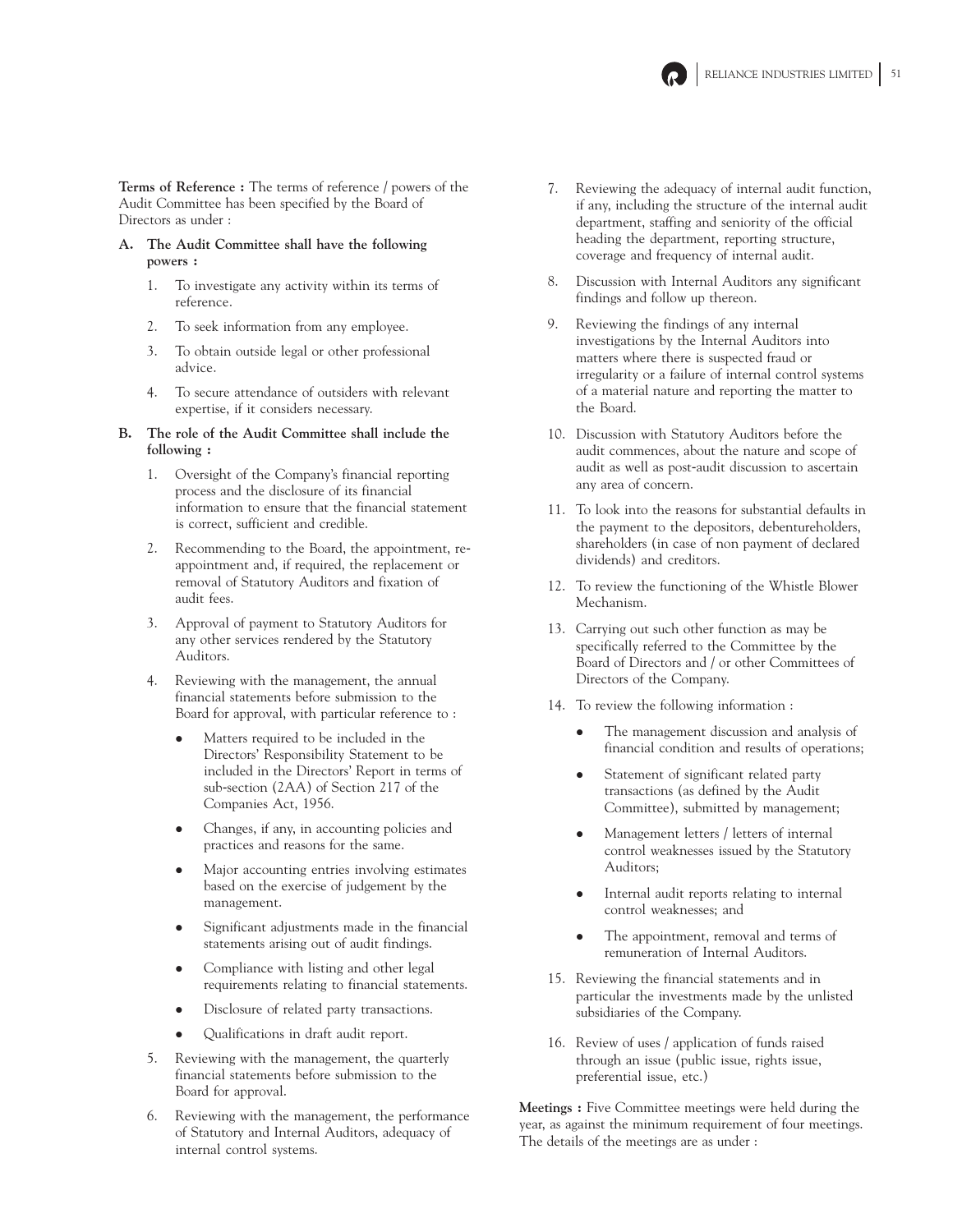**Terms of Reference :** The terms of reference / powers of the Audit Committee has been specified by the Board of Directors as under :

**A. The Audit Committee shall have the following powers :**

1. To investigate any activity within its terms of reference.
2. To seek information from any employee.
3. To obtain outside legal or other professional advice.
4. To secure attendance of outsiders with relevant expertise, if it considers necessary.

**B. The role of the Audit Committee shall include the following :**

1. Oversight of the Company's financial reporting process and the disclosure of its financial information to ensure that the financial statement is correct, sufficient and credible.
2. Recommending to the Board, the appointment, re-appointment and, if required, the replacement or removal of Statutory Auditors and fixation of audit fees.
3. Approval of payment to Statutory Auditors for any other services rendered by the Statutory Auditors.
4. Reviewing with the management, the annual financial statements before submission to the Board for approval, with particular reference to :
   - Matters required to be included in the Directors' Responsibility Statement to be included in the Directors' Report in terms of sub-section (2AA) of Section 217 of the Companies Act, 1956.
   - Changes, if any, in accounting policies and practices and reasons for the same.
   - Major accounting entries involving estimates based on the exercise of judgement by the management.
   - Significant adjustments made in the financial statements arising out of audit findings.
   - Compliance with listing and other legal requirements relating to financial statements.
   - Disclosure of related party transactions.
   - Qualifications in draft audit report.
5. Reviewing with the management, the quarterly financial statements before submission to the Board for approval.
6. Reviewing with the management, the performance of Statutory and Internal Auditors, adequacy of internal control systems.
7. Reviewing the adequacy of internal audit function, if any, including the structure of the internal audit department, staffing and seniority of the official heading the department, reporting structure, coverage and frequency of internal audit.
8. Discussion with Internal Auditors any significant findings and follow up thereon.
9. Reviewing the findings of any internal investigations by the Internal Auditors into matters where there is suspected fraud or irregularity or a failure of internal control systems of a material nature and reporting the matter to the Board.
10. Discussion with Statutory Auditors before the audit commences, about the nature and scope of audit as well as post-audit discussion to ascertain any area of concern.
11. To look into the reasons for substantial defaults in the payment to the depositors, debentureholders, shareholders (in case of non payment of declared dividends) and creditors.
12. To review the functioning of the Whistle Blower Mechanism.
13. Carrying out such other function as may be specifically referred to the Committee by the Board of Directors and / or other Committees of Directors of the Company.
14. To review the following information :
    - The management discussion and analysis of financial condition and results of operations;
    - Statement of significant related party transactions (as defined by the Audit Committee), submitted by management;
    - Management letters / letters of internal control weaknesses issued by the Statutory Auditors;
    - Internal audit reports relating to internal control weaknesses; and
    - The appointment, removal and terms of remuneration of Internal Auditors.
15. Reviewing the financial statements and in particular the investments made by the unlisted subsidiaries of the Company.
16. Review of uses / application of funds raised through an issue (public issue, rights issue, preferential issue, etc.)

**Meetings :** Five Committee meetings were held during the year, as against the minimum requirement of four meetings. The details of the meetings are as under :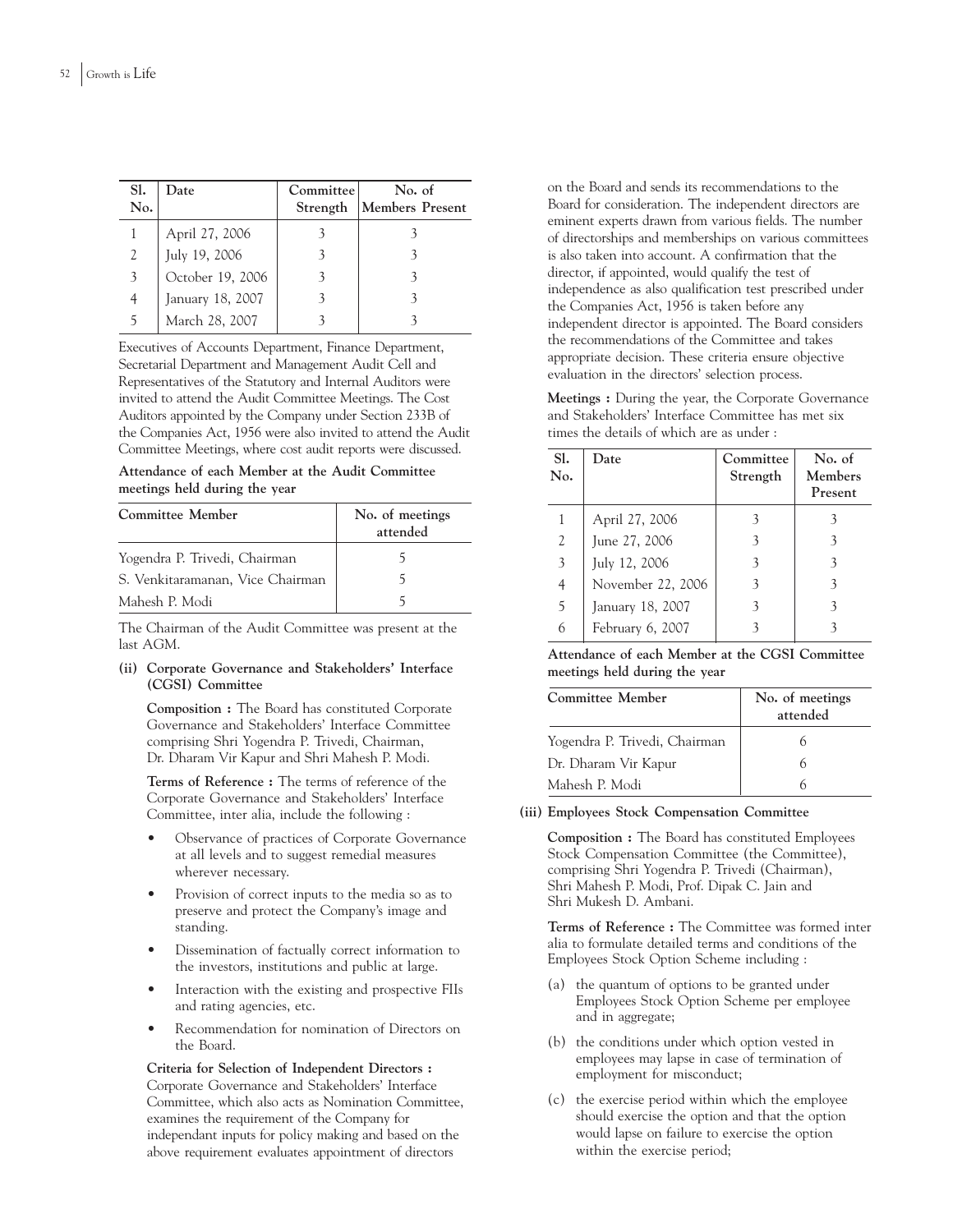| Sl. No. | Date | Committee Strength | No. of Members Present |
|---|---|---|---|
| 1 | April 27, 2006 | 3 | 3 |
| 2 | July 19, 2006 | 3 | 3 |
| 3 | October 19, 2006 | 3 | 3 |
| 4 | January 18, 2007 | 3 | 3 |
| 5 | March 28, 2007 | 3 | 3 |

Executives of Accounts Department, Finance Department, Secretarial Department and Management Audit Cell and Representatives of the Statutory and Internal Auditors were invited to attend the Audit Committee Meetings. The Cost Auditors appointed by the Company under Section 233B of the Companies Act, 1956 were also invited to attend the Audit Committee Meetings, where cost audit reports were discussed.

**Attendance of each Member at the Audit Committee meetings held during the year**

| Committee Member | No. of meetings attended |
|---|---|
| Yogendra P. Trivedi, Chairman | 5 |
| S. Venkitaramanan, Vice Chairman | 5 |
| Mahesh P. Modi | 5 |

The Chairman of the Audit Committee was present at the last AGM.

**(ii) Corporate Governance and Stakeholders' Interface (CGSI) Committee**

**Composition :** The Board has constituted Corporate Governance and Stakeholders' Interface Committee comprising Shri Yogendra P. Trivedi, Chairman, Dr. Dharam Vir Kapur and Shri Mahesh P. Modi.

**Terms of Reference :** The terms of reference of the Corporate Governance and Stakeholders' Interface Committee, inter alia, include the following :

- Observance of practices of Corporate Governance at all levels and to suggest remedial measures wherever necessary.
- Provision of correct inputs to the media so as to preserve and protect the Company's image and standing.
- Dissemination of factually correct information to the investors, institutions and public at large.
- Interaction with the existing and prospective FIIs and rating agencies, etc.
- Recommendation for nomination of Directors on the Board.

**Criteria for Selection of Independent Directors :** Corporate Governance and Stakeholders' Interface Committee, which also acts as Nomination Committee, examines the requirement of the Company for independant inputs for policy making and based on the above requirement evaluates appointment of directors on the Board and sends its recommendations to the Board for consideration. The independent directors are eminent experts drawn from various fields. The number of directorships and memberships on various committees is also taken into account. A confirmation that the director, if appointed, would qualify the test of independence as also qualification test prescribed under the Companies Act, 1956 is taken before any independent director is appointed. The Board considers the recommendations of the Committee and takes appropriate decision. These criteria ensure objective evaluation in the directors' selection process.

**Meetings :** During the year, the Corporate Governance and Stakeholders' Interface Committee has met six times the details of which are as under :

| Sl. No. | Date | Committee Strength | No. of Members Present |
|---|---|---|---|
| 1 | April 27, 2006 | 3 | 3 |
| 2 | June 27, 2006 | 3 | 3 |
| 3 | July 12, 2006 | 3 | 3 |
| 4 | November 22, 2006 | 3 | 3 |
| 5 | January 18, 2007 | 3 | 3 |
| 6 | February 6, 2007 | 3 | 3 |

**Attendance of each Member at the CGSI Committee meetings held during the year**

| Committee Member | No. of meetings attended |
|---|---|
| Yogendra P. Trivedi, Chairman | 6 |
| Dr. Dharam Vir Kapur | 6 |
| Mahesh P. Modi | 6 |

**(iii) Employees Stock Compensation Committee**

**Composition :** The Board has constituted Employees Stock Compensation Committee (the Committee), comprising Shri Yogendra P. Trivedi (Chairman), Shri Mahesh P. Modi, Prof. Dipak C. Jain and Shri Mukesh D. Ambani.

**Terms of Reference :** The Committee was formed inter alia to formulate detailed terms and conditions of the Employees Stock Option Scheme including :

(a) the quantum of options to be granted under Employees Stock Option Scheme per employee and in aggregate;

(b) the conditions under which option vested in employees may lapse in case of termination of employment for misconduct;

(c) the exercise period within which the employee should exercise the option and that the option would lapse on failure to exercise the option within the exercise period;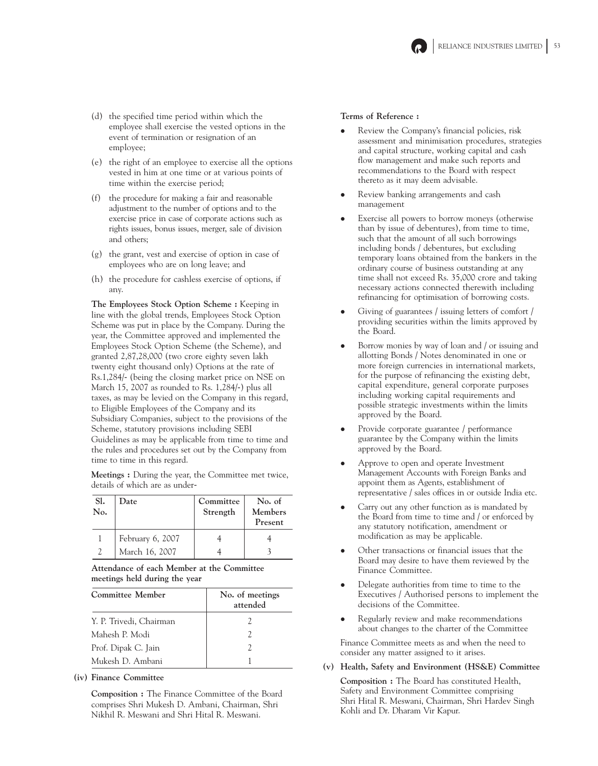(d) the specified time period within which the employee shall exercise the vested options in the event of termination or resignation of an employee;

(e) the right of an employee to exercise all the options vested in him at one time or at various points of time within the exercise period;

(f) the procedure for making a fair and reasonable adjustment to the number of options and to the exercise price in case of corporate actions such as rights issues, bonus issues, merger, sale of division and others;

(g) the grant, vest and exercise of option in case of employees who are on long leave; and

(h) the procedure for cashless exercise of options, if any.

**The Employees Stock Option Scheme :** Keeping in line with the global trends, Employees Stock Option Scheme was put in place by the Company. During the year, the Committee approved and implemented the Employees Stock Option Scheme (the Scheme), and granted 2,87,28,000 (two crore eighty seven lakh twenty eight thousand only) Options at the rate of Rs.1,284/- (being the closing market price on NSE on March 15, 2007 as rounded to Rs. 1,284/-) plus all taxes, as may be levied on the Company in this regard, to Eligible Employees of the Company and its Subsidiary Companies, subject to the provisions of the Scheme, statutory provisions including SEBI Guidelines as may be applicable from time to time and the rules and procedures set out by the Company from time to time in this regard.

**Meetings :** During the year, the Committee met twice, details of which are as under-

| Sl. No. | Date | Committee Strength | No. of Members Present |
|---|---|---|---|
| 1 | February 6, 2007 | 4 | 4 |
| 2 | March 16, 2007 | 4 | 3 |

**Attendance of each Member at the Committee meetings held during the year**

| Committee Member | No. of meetings attended |
|---|---|
| Y. P. Trivedi, Chairman | 2 |
| Mahesh P. Modi | 2 |
| Prof. Dipak C. Jain | 2 |
| Mukesh D. Ambani | 1 |

**(iv) Finance Committee**

**Composition :** The Finance Committee of the Board comprises Shri Mukesh D. Ambani, Chairman, Shri Nikhil R. Meswani and Shri Hital R. Meswani.

**Terms of Reference :**

- Review the Company's financial policies, risk assessment and minimisation procedures, strategies and capital structure, working capital and cash flow management and make such reports and recommendations to the Board with respect thereto as it may deem advisable.
- Review banking arrangements and cash management
- Exercise all powers to borrow moneys (otherwise than by issue of debentures), from time to time, such that the amount of all such borrowings including bonds / debentures, but excluding temporary loans obtained from the bankers in the ordinary course of business outstanding at any time shall not exceed Rs. 35,000 crore and taking necessary actions connected therewith including refinancing for optimisation of borrowing costs.
- Giving of guarantees / issuing letters of comfort / providing securities within the limits approved by the Board.
- Borrow monies by way of loan and / or issuing and allotting Bonds / Notes denominated in one or more foreign currencies in international markets, for the purpose of refinancing the existing debt, capital expenditure, general corporate purposes including working capital requirements and possible strategic investments within the limits approved by the Board.
- Provide corporate guarantee / performance guarantee by the Company within the limits approved by the Board.
- Approve to open and operate Investment Management Accounts with Foreign Banks and appoint them as Agents, establishment of representative / sales offices in or outside India etc.
- Carry out any other function as is mandated by the Board from time to time and / or enforced by any statutory notification, amendment or modification as may be applicable.
- Other transactions or financial issues that the Board may desire to have them reviewed by the Finance Committee.
- Delegate authorities from time to time to the Executives / Authorised persons to implement the decisions of the Committee.
- Regularly review and make recommendations about changes to the charter of the Committee

Finance Committee meets as and when the need to consider any matter assigned to it arises.

**(v) Health, Safety and Environment (HS&E) Committee**

**Composition :** The Board has constituted Health, Safety and Environment Committee comprising Shri Hital R. Meswani, Chairman, Shri Hardev Singh Kohli and Dr. Dharam Vir Kapur.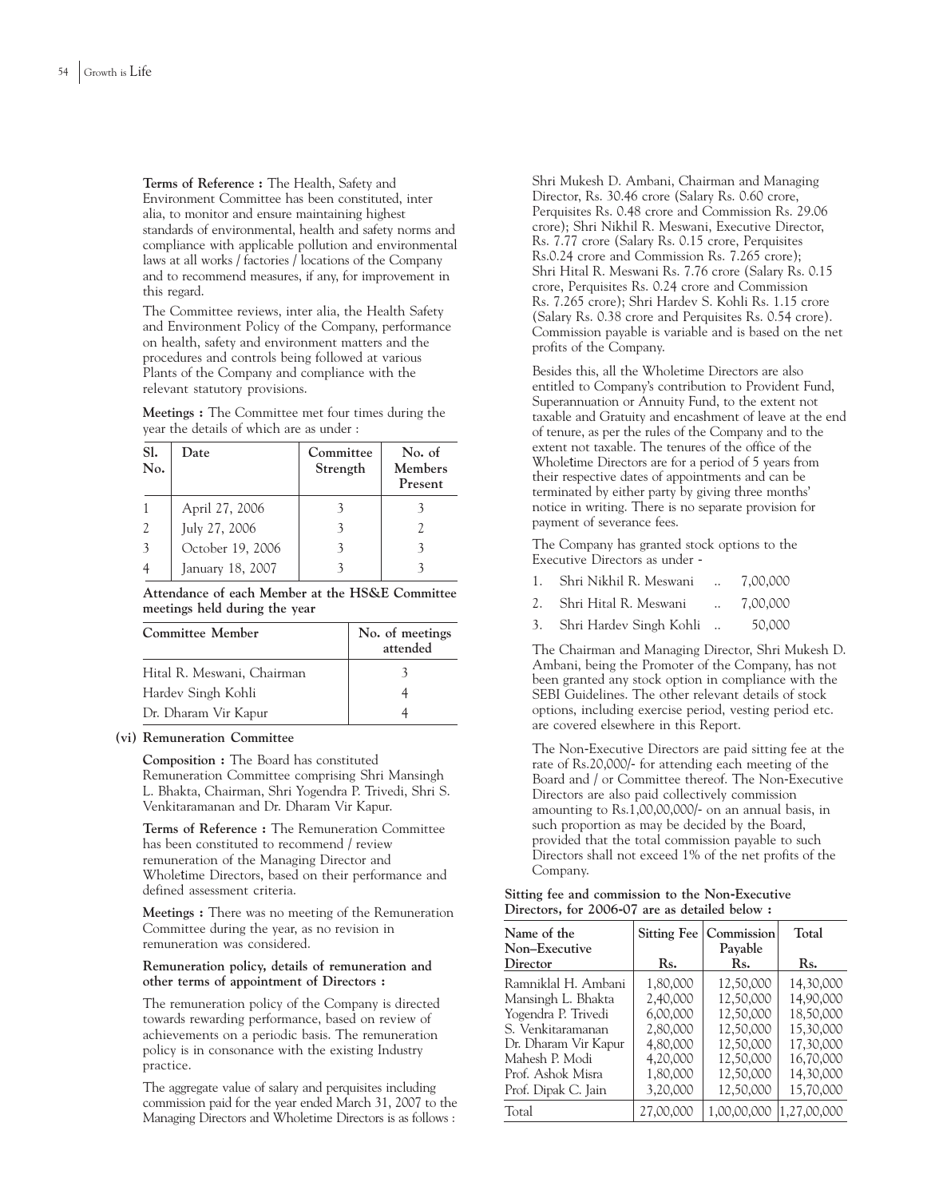**Terms of Reference :** The Health, Safety and Environment Committee has been constituted, inter alia, to monitor and ensure maintaining highest standards of environmental, health and safety norms and compliance with applicable pollution and environmental laws at all works / factories / locations of the Company and to recommend measures, if any, for improvement in this regard.

The Committee reviews, inter alia, the Health Safety and Environment Policy of the Company, performance on health, safety and environment matters and the procedures and controls being followed at various Plants of the Company and compliance with the relevant statutory provisions.

**Meetings :** The Committee met four times during the year the details of which are as under :

| Sl. No. | Date | Committee Strength | No. of Members Present |
|---|---|---|---|
| 1 | April 27, 2006 | 3 | 3 |
| 2 | July 27, 2006 | 3 | 2 |
| 3 | October 19, 2006 | 3 | 3 |
| 4 | January 18, 2007 | 3 | 3 |

**Attendance of each Member at the HS&E Committee meetings held during the year**

| Committee Member | No. of meetings attended |
|---|---|
| Hital R. Meswani, Chairman | 3 |
| Hardev Singh Kohli | 4 |
| Dr. Dharam Vir Kapur | 4 |

**(vi) Remuneration Committee**

**Composition :** The Board has constituted Remuneration Committee comprising Shri Mansingh L. Bhakta, Chairman, Shri Yogendra P. Trivedi, Shri S. Venkitaramanan and Dr. Dharam Vir Kapur.

**Terms of Reference :** The Remuneration Committee has been constituted to recommend / review remuneration of the Managing Director and Wholetime Directors, based on their performance and defined assessment criteria.

**Meetings :** There was no meeting of the Remuneration Committee during the year, as no revision in remuneration was considered.

**Remuneration policy, details of remuneration and other terms of appointment of Directors :**

The remuneration policy of the Company is directed towards rewarding performance, based on review of achievements on a periodic basis. The remuneration policy is in consonance with the existing Industry practice.

The aggregate value of salary and perquisites including commission paid for the year ended March 31, 2007 to the Managing Directors and Wholetime Directors is as follows :

Shri Mukesh D. Ambani, Chairman and Managing Director, Rs. 30.46 crore (Salary Rs. 0.60 crore, Perquisites Rs. 0.48 crore and Commission Rs. 29.06 crore); Shri Nikhil R. Meswani, Executive Director, Rs. 7.77 crore (Salary Rs. 0.15 crore, Perquisites Rs.0.24 crore and Commission Rs. 7.265 crore); Shri Hital R. Meswani Rs. 7.76 crore (Salary Rs. 0.15 crore, Perquisites Rs. 0.24 crore and Commission Rs. 7.265 crore); Shri Hardev S. Kohli Rs. 1.15 crore (Salary Rs. 0.38 crore and Perquisites Rs. 0.54 crore). Commission payable is variable and is based on the net profits of the Company.

Besides this, all the Wholetime Directors are also entitled to Company's contribution to Provident Fund, Superannuation or Annuity Fund, to the extent not taxable and Gratuity and encashment of leave at the end of tenure, as per the rules of the Company and to the extent not taxable. The tenures of the office of the Wholetime Directors are for a period of 5 years from their respective dates of appointments and can be terminated by either party by giving three months' notice in writing. There is no separate provision for payment of severance fees.

The Company has granted stock options to the Executive Directors as under -

1. Shri Nikhil R. Meswani .. 7,00,000
2. Shri Hital R. Meswani .. 7,00,000
3. Shri Hardev Singh Kohli .. 50,000

The Chairman and Managing Director, Shri Mukesh D. Ambani, being the Promoter of the Company, has not been granted any stock option in compliance with the SEBI Guidelines. The other relevant details of stock options, including exercise period, vesting period etc. are covered elsewhere in this Report.

The Non-Executive Directors are paid sitting fee at the rate of Rs.20,000/- for attending each meeting of the Board and / or Committee thereof. The Non-Executive Directors are also paid collectively commission amounting to Rs.1,00,00,000/- on an annual basis, in such proportion as may be decided by the Board, provided that the total commission payable to such Directors shall not exceed 1% of the net profits of the Company.

**Sitting fee and commission to the Non-Executive Directors, for 2006-07 are as detailed below :**

| Name of the Non–Executive Director | Sitting Fee Rs. | Commission Payable Rs. | Total Rs. |
|---|---|---|---|
| Ramniklal H. Ambani | 1,80,000 | 12,50,000 | 14,30,000 |
| Mansingh L. Bhakta | 2,40,000 | 12,50,000 | 14,90,000 |
| Yogendra P. Trivedi | 6,00,000 | 12,50,000 | 18,50,000 |
| S. Venkitaramanan | 2,80,000 | 12,50,000 | 15,30,000 |
| Dr. Dharam Vir Kapur | 4,80,000 | 12,50,000 | 17,30,000 |
| Mahesh P. Modi | 4,20,000 | 12,50,000 | 16,70,000 |
| Prof. Ashok Misra | 1,80,000 | 12,50,000 | 14,30,000 |
| Prof. Dipak C. Jain | 3,20,000 | 12,50,000 | 15,70,000 |
| Total | 27,00,000 | 1,00,00,000 | 1,27,00,000 |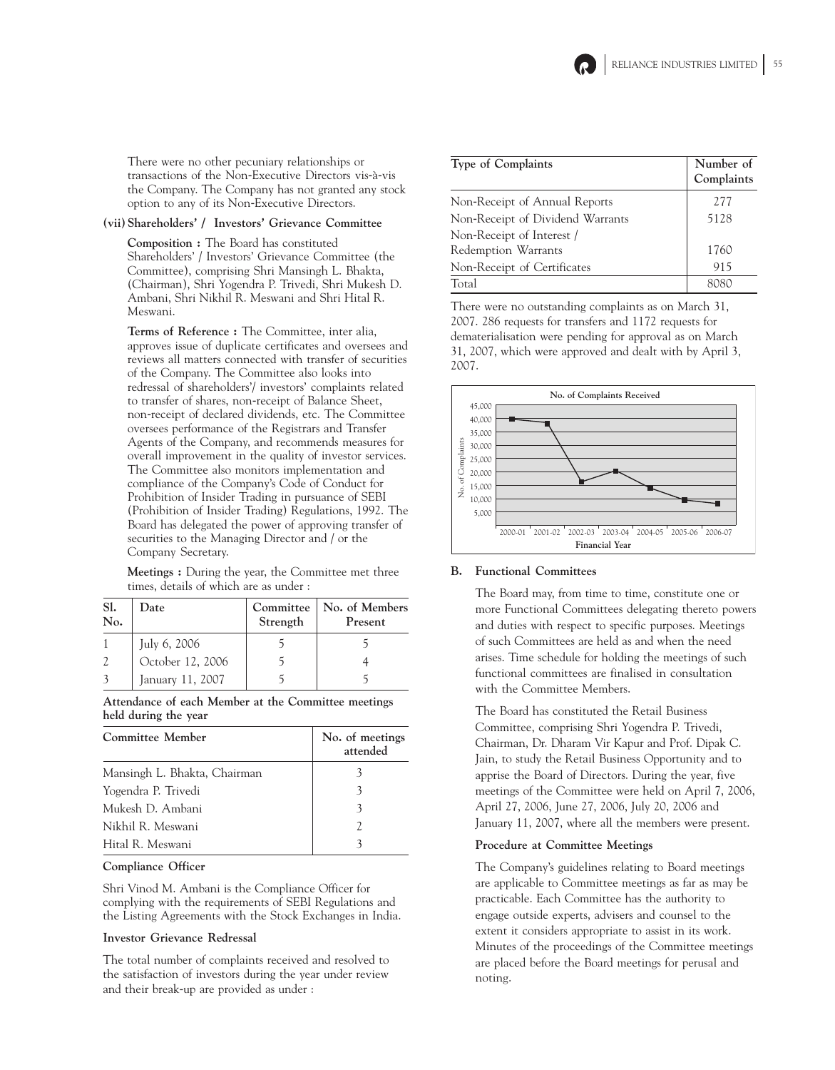There were no other pecuniary relationships or transactions of the Non-Executive Directors vis-à-vis the Company. The Company has not granted any stock option to any of its Non-Executive Directors.

**(vii) Shareholders' / Investors' Grievance Committee**

**Composition :** The Board has constituted Shareholders' / Investors' Grievance Committee (the Committee), comprising Shri Mansingh L. Bhakta, (Chairman), Shri Yogendra P. Trivedi, Shri Mukesh D. Ambani, Shri Nikhil R. Meswani and Shri Hital R. Meswani.

**Terms of Reference :** The Committee, inter alia, approves issue of duplicate certificates and oversees and reviews all matters connected with transfer of securities of the Company. The Committee also looks into redressal of shareholders'/ investors' complaints related to transfer of shares, non-receipt of Balance Sheet, non-receipt of declared dividends, etc. The Committee oversees performance of the Registrars and Transfer Agents of the Company, and recommends measures for overall improvement in the quality of investor services. The Committee also monitors implementation and compliance of the Company's Code of Conduct for Prohibition of Insider Trading in pursuance of SEBI (Prohibition of Insider Trading) Regulations, 1992. The Board has delegated the power of approving transfer of securities to the Managing Director and / or the Company Secretary.

**Meetings :** During the year, the Committee met three times, details of which are as under :

| Sl. No. | Date | Committee Strength | No. of Members Present |
|---|---|---|---|
| 1 | July 6, 2006 | 5 | 5 |
| 2 | October 12, 2006 | 5 | 4 |
| 3 | January 11, 2007 | 5 | 5 |

**Attendance of each Member at the Committee meetings held during the year**

| Committee Member | No. of meetings attended |
|---|---|
| Mansingh L. Bhakta, Chairman | 3 |
| Yogendra P. Trivedi | 3 |
| Mukesh D. Ambani | 3 |
| Nikhil R. Meswani | 2 |
| Hital R. Meswani | 3 |

**Compliance Officer**

Shri Vinod M. Ambani is the Compliance Officer for complying with the requirements of SEBI Regulations and the Listing Agreements with the Stock Exchanges in India.

**Investor Grievance Redressal**

The total number of complaints received and resolved to the satisfaction of investors during the year under review and their break-up are provided as under :

| Type of Complaints | Number of Complaints |
|---|---|
| Non-Receipt of Annual Reports | 277 |
| Non-Receipt of Dividend Warrants | 5128 |
| Non-Receipt of Interest / Redemption Warrants | 1760 |
| Non-Receipt of Certificates | 915 |
| Total | 8080 |

There were no outstanding complaints as on March 31, 2007. 286 requests for transfers and 1172 requests for dematerialisation were pending for approval as on March 31, 2007, which were approved and dealt with by April 3, 2007.

**No. of Complaints Received**

| Financial Year | 2000-01 | 2001-02 | 2002-03 | 2003-04 | 2004-05 | 2005-06 | 2006-07 |
|---|---|---|---|---|---|---|---|

**B. Functional Committees**

The Board may, from time to time, constitute one or more Functional Committees delegating thereto powers and duties with respect to specific purposes. Meetings of such Committees are held as and when the need arises. Time schedule for holding the meetings of such functional committees are finalised in consultation with the Committee Members.

The Board has constituted the Retail Business Committee, comprising Shri Yogendra P. Trivedi, Chairman, Dr. Dharam Vir Kapur and Prof. Dipak C. Jain, to study the Retail Business Opportunity and to apprise the Board of Directors. During the year, five meetings of the Committee were held on April 7, 2006, April 27, 2006, June 27, 2006, July 20, 2006 and January 11, 2007, where all the members were present.

**Procedure at Committee Meetings**

The Company's guidelines relating to Board meetings are applicable to Committee meetings as far as may be practicable. Each Committee has the authority to engage outside experts, advisers and counsel to the extent it considers appropriate to assist in its work. Minutes of the proceedings of the Committee meetings are placed before the Board meetings for perusal and noting.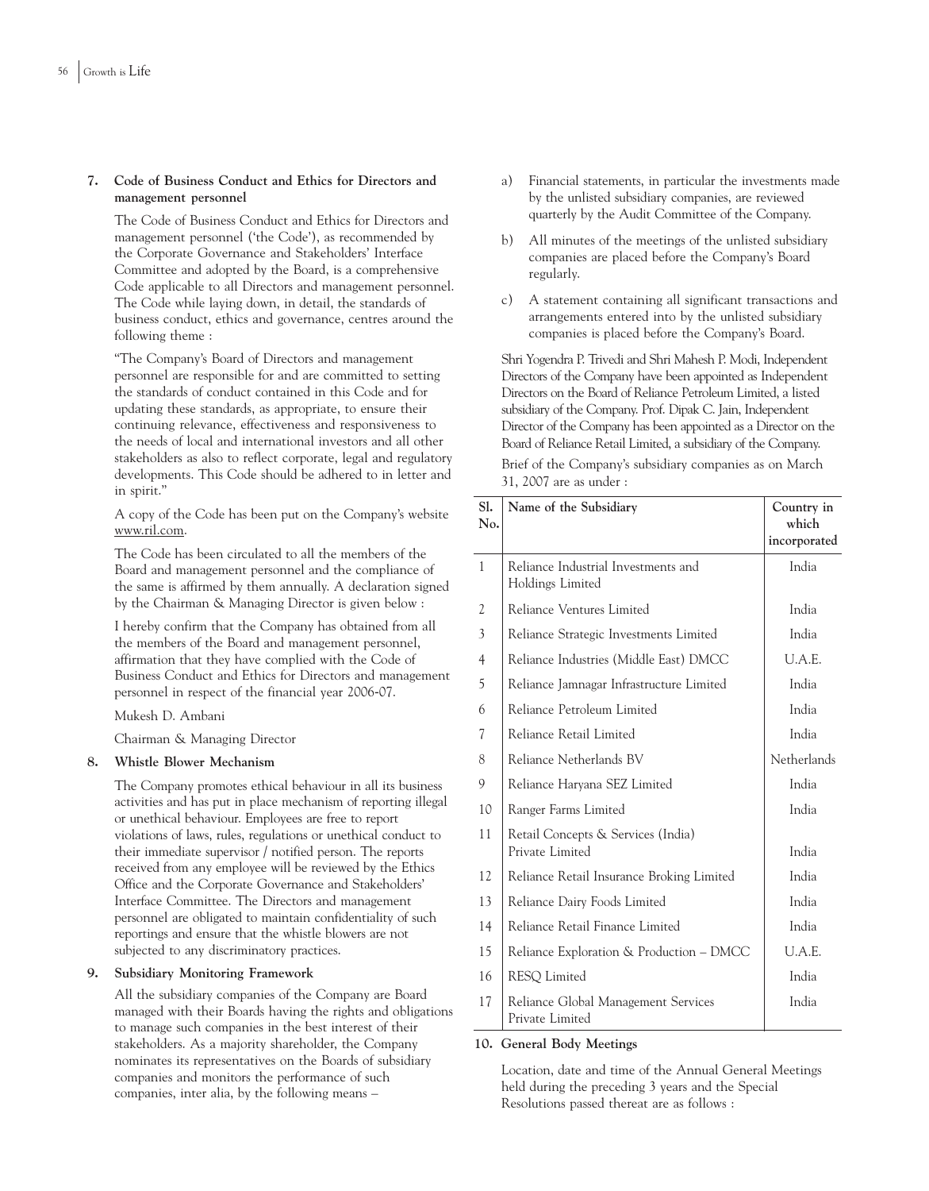## 7. Code of Business Conduct and Ethics for Directors and management personnel

The Code of Business Conduct and Ethics for Directors and management personnel ('the Code'), as recommended by the Corporate Governance and Stakeholders' Interface Committee and adopted by the Board, is a comprehensive Code applicable to all Directors and management personnel. The Code while laying down, in detail, the standards of business conduct, ethics and governance, centres around the following theme :

"The Company's Board of Directors and management personnel are responsible for and are committed to setting the standards of conduct contained in this Code and for updating these standards, as appropriate, to ensure their continuing relevance, effectiveness and responsiveness to the needs of local and international investors and all other stakeholders as also to reflect corporate, legal and regulatory developments. This Code should be adhered to in letter and in spirit."

A copy of the Code has been put on the Company's website www.ril.com.

The Code has been circulated to all the members of the Board and management personnel and the compliance of the same is affirmed by them annually. A declaration signed by the Chairman & Managing Director is given below :

I hereby confirm that the Company has obtained from all the members of the Board and management personnel, affirmation that they have complied with the Code of Business Conduct and Ethics for Directors and management personnel in respect of the financial year 2006-07.

Mukesh D. Ambani

Chairman & Managing Director

## 8. Whistle Blower Mechanism

The Company promotes ethical behaviour in all its business activities and has put in place mechanism of reporting illegal or unethical behaviour. Employees are free to report violations of laws, rules, regulations or unethical conduct to their immediate supervisor / notified person. The reports received from any employee will be reviewed by the Ethics Office and the Corporate Governance and Stakeholders' Interface Committee. The Directors and management personnel are obligated to maintain confidentiality of such reportings and ensure that the whistle blowers are not subjected to any discriminatory practices.

## 9. Subsidiary Monitoring Framework

All the subsidiary companies of the Company are Board managed with their Boards having the rights and obligations to manage such companies in the best interest of their stakeholders. As a majority shareholder, the Company nominates its representatives on the Boards of subsidiary companies and monitors the performance of such companies, inter alia, by the following means –

a) Financial statements, in particular the investments made by the unlisted subsidiary companies, are reviewed quarterly by the Audit Committee of the Company.

b) All minutes of the meetings of the unlisted subsidiary companies are placed before the Company's Board regularly.

c) A statement containing all significant transactions and arrangements entered into by the unlisted subsidiary companies is placed before the Company's Board.

Shri Yogendra P. Trivedi and Shri Mahesh P. Modi, Independent Directors of the Company have been appointed as Independent Directors on the Board of Reliance Petroleum Limited, a listed subsidiary of the Company. Prof. Dipak C. Jain, Independent Director of the Company has been appointed as a Director on the Board of Reliance Retail Limited, a subsidiary of the Company.

Brief of the Company's subsidiary companies as on March 31, 2007 are as under :

| Sl. No. | Name of the Subsidiary | Country in which incorporated |
|---|---|---|
| 1 | Reliance Industrial Investments and Holdings Limited | India |
| 2 | Reliance Ventures Limited | India |
| 3 | Reliance Strategic Investments Limited | India |
| 4 | Reliance Industries (Middle East) DMCC | U.A.E. |
| 5 | Reliance Jamnagar Infrastructure Limited | India |
| 6 | Reliance Petroleum Limited | India |
| 7 | Reliance Retail Limited | India |
| 8 | Reliance Netherlands BV | Netherlands |
| 9 | Reliance Haryana SEZ Limited | India |
| 10 | Ranger Farms Limited | India |
| 11 | Retail Concepts & Services (India) Private Limited | India |
| 12 | Reliance Retail Insurance Broking Limited | India |
| 13 | Reliance Dairy Foods Limited | India |
| 14 | Reliance Retail Finance Limited | India |
| 15 | Reliance Exploration & Production – DMCC | U.A.E. |
| 16 | RESQ Limited | India |
| 17 | Reliance Global Management Services Private Limited | India |

## 10. General Body Meetings

Location, date and time of the Annual General Meetings held during the preceding 3 years and the Special Resolutions passed thereat are as follows :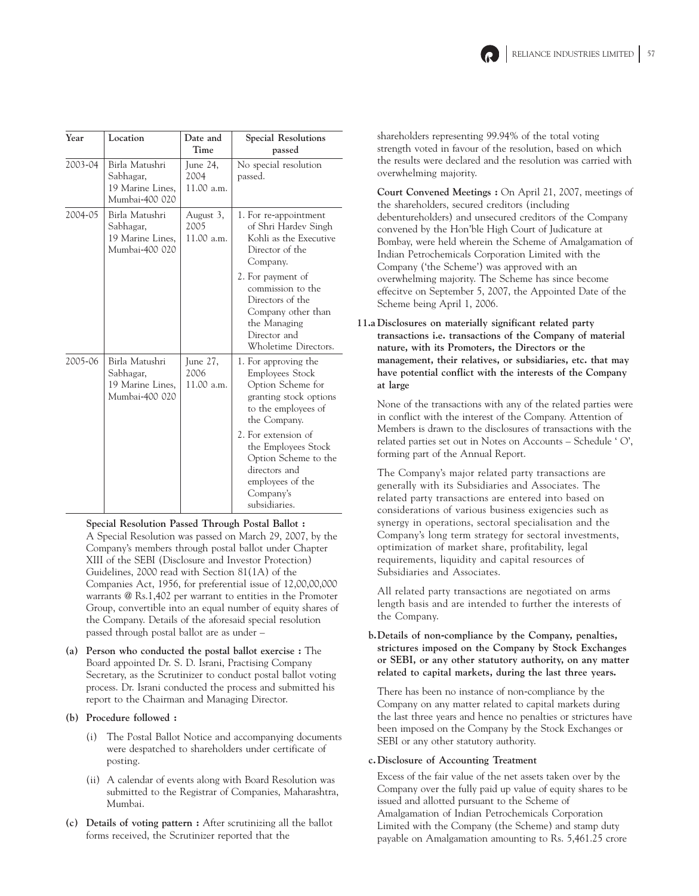| Year | Location | Date and Time | Special Resolutions passed |
|---|---|---|---|
| 2003-04 | Birla Matushri Sabhagar, 19 Marine Lines, Mumbai-400 020 | June 24, 2004 11.00 a.m. | No special resolution passed. |
| 2004-05 | Birla Matushri Sabhagar, 19 Marine Lines, Mumbai-400 020 | August 3, 2005 11.00 a.m. | 1. For re-appointment of Shri Hardev Singh Kohli as the Executive Director of the Company. 2. For payment of commission to the Directors of the Company other than the Managing Director and Wholetime Directors. |
| 2005-06 | Birla Matushri Sabhagar, 19 Marine Lines, Mumbai-400 020 | June 27, 2006 11.00 a.m. | 1. For approving the Employees Stock Option Scheme for granting stock options to the employees of the Company. 2. For extension of the Employees Stock Option Scheme to the directors and employees of the Company's subsidiaries. |

**Special Resolution Passed Through Postal Ballot :**

A Special Resolution was passed on March 29, 2007, by the Company's members through postal ballot under Chapter XIII of the SEBI (Disclosure and Investor Protection) Guidelines, 2000 read with Section 81(1A) of the Companies Act, 1956, for preferential issue of 12,00,00,000 warrants @ Rs.1,402 per warrant to entities in the Promoter Group, convertible into an equal number of equity shares of the Company. Details of the aforesaid special resolution passed through postal ballot are as under –

**(a) Person who conducted the postal ballot exercise :** The Board appointed Dr. S. D. Israni, Practising Company Secretary, as the Scrutinizer to conduct postal ballot voting process. Dr. Israni conducted the process and submitted his report to the Chairman and Managing Director.

**(b) Procedure followed :**

(i) The Postal Ballot Notice and accompanying documents were despatched to shareholders under certificate of posting.

(ii) A calendar of events along with Board Resolution was submitted to the Registrar of Companies, Maharashtra, Mumbai.

**(c) Details of voting pattern :** After scrutinizing all the ballot forms received, the Scrutinizer reported that the shareholders representing 99.94% of the total voting strength voted in favour of the resolution, based on which the results were declared and the resolution was carried with overwhelming majority.

**Court Convened Meetings :** On April 21, 2007, meetings of the shareholders, secured creditors (including debentureholders) and unsecured creditors of the Company convened by the Hon'ble High Court of Judicature at Bombay, were held wherein the Scheme of Amalgamation of Indian Petrochemicals Corporation Limited with the Company ('the Scheme') was approved with an overwhelming majority. The Scheme has since become effecitve on September 5, 2007, the Appointed Date of the Scheme being April 1, 2006.

**11.a Disclosures on materially significant related party transactions i.e. transactions of the Company of material nature, with its Promoters, the Directors or the management, their relatives, or subsidiaries, etc. that may have potential conflict with the interests of the Company at large**

None of the transactions with any of the related parties were in conflict with the interest of the Company. Attention of Members is drawn to the disclosures of transactions with the related parties set out in Notes on Accounts – Schedule ' O', forming part of the Annual Report.

The Company's major related party transactions are generally with its Subsidiaries and Associates. The related party transactions are entered into based on considerations of various business exigencies such as synergy in operations, sectoral specialisation and the Company's long term strategy for sectoral investments, optimization of market share, profitability, legal requirements, liquidity and capital resources of Subsidiaries and Associates.

All related party transactions are negotiated on arms length basis and are intended to further the interests of the Company.

**b. Details of non-compliance by the Company, penalties, strictures imposed on the Company by Stock Exchanges or SEBI, or any other statutory authority, on any matter related to capital markets, during the last three years.**

There has been no instance of non-compliance by the Company on any matter related to capital markets during the last three years and hence no penalties or strictures have been imposed on the Company by the Stock Exchanges or SEBI or any other statutory authority.

**c. Disclosure of Accounting Treatment**

Excess of the fair value of the net assets taken over by the Company over the fully paid up value of equity shares to be issued and allotted pursuant to the Scheme of Amalgamation of Indian Petrochemicals Corporation Limited with the Company (the Scheme) and stamp duty payable on Amalgamation amounting to Rs. 5,461.25 crore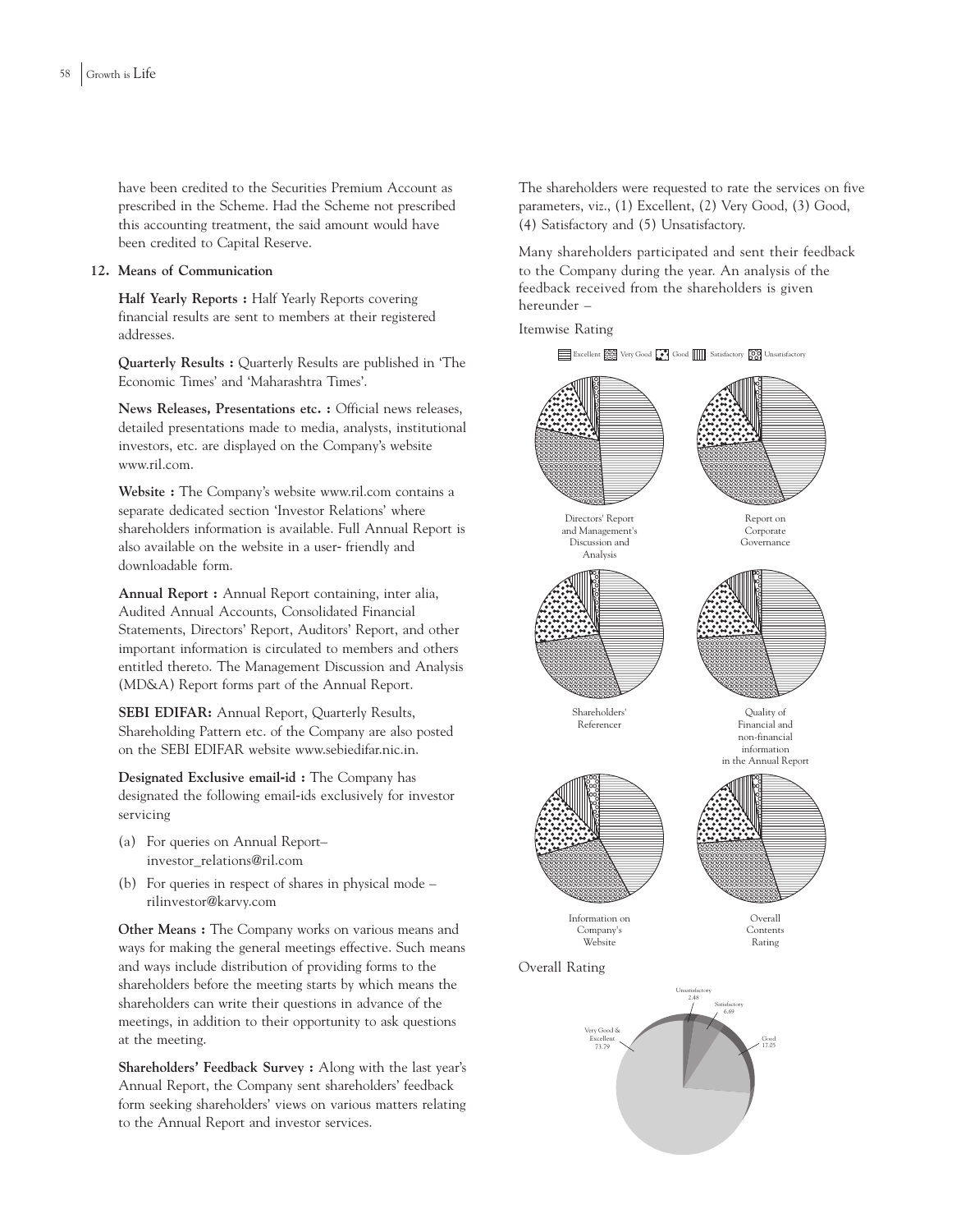have been credited to the Securities Premium Account as prescribed in the Scheme. Had the Scheme not prescribed this accounting treatment, the said amount would have been credited to Capital Reserve.

**12. Means of Communication**

**Half Yearly Reports :** Half Yearly Reports covering financial results are sent to members at their registered addresses.

**Quarterly Results :** Quarterly Results are published in 'The Economic Times' and 'Maharashtra Times'.

**News Releases, Presentations etc. :** Official news releases, detailed presentations made to media, analysts, institutional investors, etc. are displayed on the Company's website www.ril.com.

**Website :** The Company's website www.ril.com contains a separate dedicated section 'Investor Relations' where shareholders information is available. Full Annual Report is also available on the website in a user- friendly and downloadable form.

**Annual Report :** Annual Report containing, inter alia, Audited Annual Accounts, Consolidated Financial Statements, Directors' Report, Auditors' Report, and other important information is circulated to members and others entitled thereto. The Management Discussion and Analysis (MD&A) Report forms part of the Annual Report.

**SEBI EDIFAR:** Annual Report, Quarterly Results, Shareholding Pattern etc. of the Company are also posted on the SEBI EDIFAR website www.sebiedifar.nic.in.

**Designated Exclusive email-id :** The Company has designated the following email-ids exclusively for investor servicing

(a) For queries on Annual Report– investor_relations@ril.com

(b) For queries in respect of shares in physical mode – rilinvestor@karvy.com

**Other Means :** The Company works on various means and ways for making the general meetings effective. Such means and ways include distribution of providing forms to the shareholders before the meeting starts by which means the shareholders can write their questions in advance of the meetings, in addition to their opportunity to ask questions at the meeting.

**Shareholders' Feedback Survey :** Along with the last year's Annual Report, the Company sent shareholders' feedback form seeking shareholders' views on various matters relating to the Annual Report and investor services.

The shareholders were requested to rate the services on five parameters, viz., (1) Excellent, (2) Very Good, (3) Good, (4) Satisfactory and (5) Unsatisfactory.

Many shareholders participated and sent their feedback to the Company during the year. An analysis of the feedback received from the shareholders is given hereunder –

Itemwise Rating

Excellent | Very Good | Good | Satisfactory | Unsatisfactory

Directors' Report and Management's Discussion and Analysis

Report on Corporate Governance

Shareholders' Referencer

Quality of Financial and non-financial information in the Annual Report

Information on Company's Website

Overall Contents Rating

Overall Rating

Unsatisfactory 2.48

Satisfactory 6.69

Good 17.05

Very Good & Excellent 73.79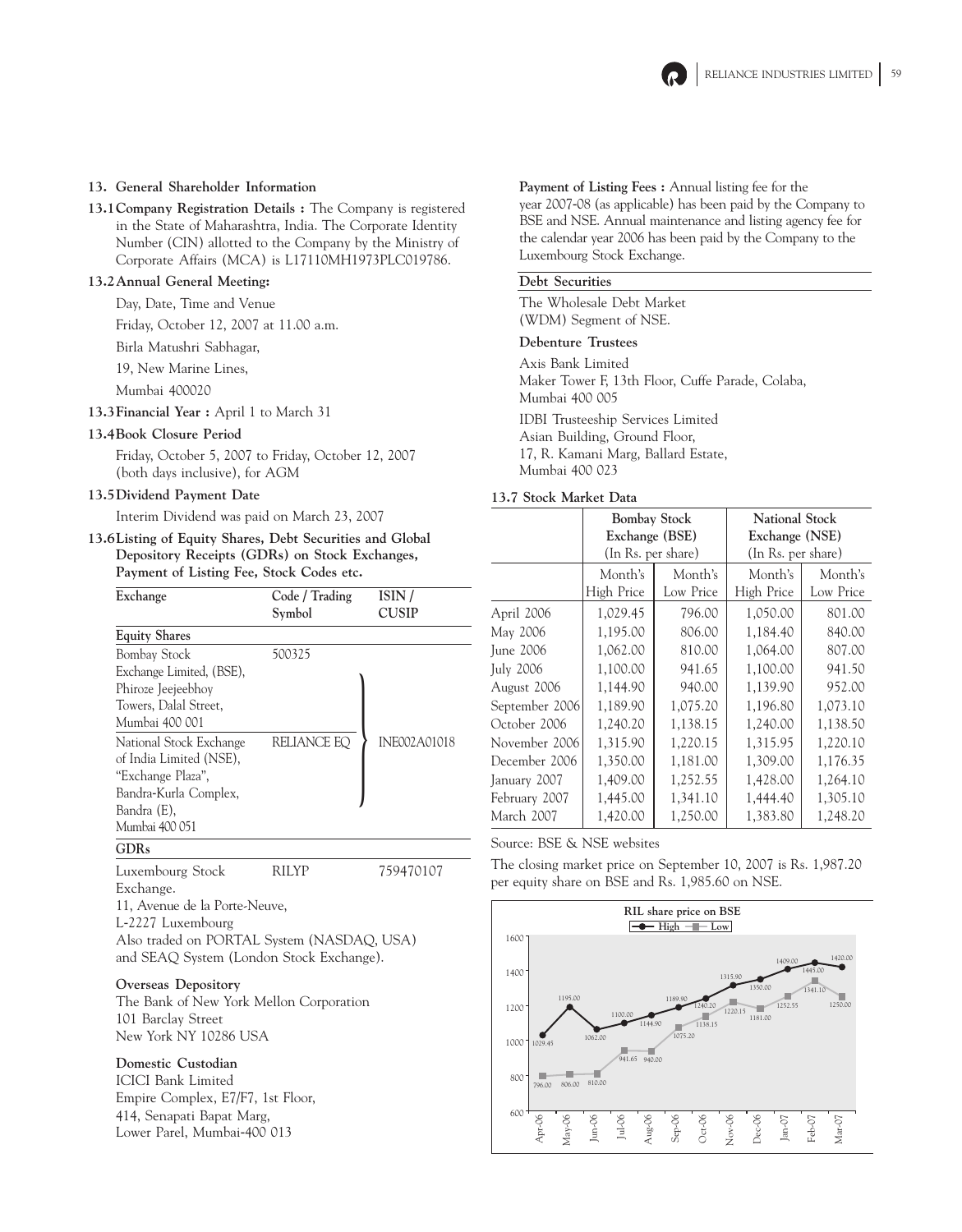## 13. General Shareholder Information

**13.1 Company Registration Details :** The Company is registered in the State of Maharashtra, India. The Corporate Identity Number (CIN) allotted to the Company by the Ministry of Corporate Affairs (MCA) is L17110MH1973PLC019786.

**13.2 Annual General Meeting:**

Day, Date, Time and Venue

Friday, October 12, 2007 at 11.00 a.m.

Birla Matushri Sabhagar,

19, New Marine Lines,

Mumbai 400020

**13.3 Financial Year :** April 1 to March 31

**13.4 Book Closure Period**

Friday, October 5, 2007 to Friday, October 12, 2007 (both days inclusive), for AGM

**13.5 Dividend Payment Date**

Interim Dividend was paid on March 23, 2007

**13.6 Listing of Equity Shares, Debt Securities and Global Depository Receipts (GDRs) on Stock Exchanges, Payment of Listing Fee, Stock Codes etc.**

| Exchange | Code / Trading Symbol | ISIN / CUSIP |
|---|---|---|
| **Equity Shares** | | |
| Bombay Stock Exchange Limited, (BSE), Phiroze Jeejeebhoy Towers, Dalal Street, Mumbai 400 001 | 500325 | INE002A01018 |
| National Stock Exchange of India Limited (NSE), "Exchange Plaza", Bandra-Kurla Complex, Bandra (E), Mumbai 400 051 | RELIANCE EQ | INE002A01018 |
| **GDRs** | | |
| Luxembourg Stock Exchange. 11, Avenue de la Porte-Neuve, L-2227 Luxembourg | RILYP | 759470107 |

Also traded on PORTAL System (NASDAQ, USA) and SEAQ System (London Stock Exchange).

**Overseas Depository**

The Bank of New York Mellon Corporation
101 Barclay Street
New York NY 10286 USA

**Domestic Custodian**

ICICI Bank Limited
Empire Complex, E7/F7, 1st Floor,
414, Senapati Bapat Marg,
Lower Parel, Mumbai-400 013

**Payment of Listing Fees :** Annual listing fee for the year 2007-08 (as applicable) has been paid by the Company to BSE and NSE. Annual maintenance and listing agency fee for the calendar year 2006 has been paid by the Company to the Luxembourg Stock Exchange.

**Debt Securities**

The Wholesale Debt Market (WDM) Segment of NSE.

**Debenture Trustees**

Axis Bank Limited
Maker Tower F, 13th Floor, Cuffe Parade, Colaba, Mumbai 400 005

IDBI Trusteeship Services Limited
Asian Building, Ground Floor,
17, R. Kamani Marg, Ballard Estate,
Mumbai 400 023

**13.7 Stock Market Data**

| | Bombay Stock Exchange (BSE) (In Rs. per share) | | National Stock Exchange (NSE) (In Rs. per share) | |
|---|---|---|---|---|
| | Month's High Price | Month's Low Price | Month's High Price | Month's Low Price |
| April 2006 | 1,029.45 | 796.00 | 1,050.00 | 801.00 |
| May 2006 | 1,195.00 | 806.00 | 1,184.40 | 840.00 |
| June 2006 | 1,062.00 | 810.00 | 1,064.00 | 807.00 |
| July 2006 | 1,100.00 | 941.65 | 1,100.00 | 941.50 |
| August 2006 | 1,144.90 | 940.00 | 1,139.90 | 952.00 |
| September 2006 | 1,189.90 | 1,075.20 | 1,196.80 | 1,073.10 |
| October 2006 | 1,240.20 | 1,138.15 | 1,240.00 | 1,138.50 |
| November 2006 | 1,315.90 | 1,220.15 | 1,315.95 | 1,220.10 |
| December 2006 | 1,350.00 | 1,181.00 | 1,309.00 | 1,176.35 |
| January 2007 | 1,409.00 | 1,252.55 | 1,428.00 | 1,264.10 |
| February 2007 | 1,445.00 | 1,341.10 | 1,444.40 | 1,305.10 |
| March 2007 | 1,420.00 | 1,250.00 | 1,383.80 | 1,248.20 |

Source: BSE & NSE websites

The closing market price on September 10, 2007 is Rs. 1,987.20 per equity share on BSE and Rs. 1,985.60 on NSE.

**RIL share price on BSE**

| Month | High | Low |
|---|---|---|
| Apr-06 | 1029.45 | 796.00 |
| May-06 | 1195.00 | 806.00 |
| Jun-06 | 1062.00 | 810.00 |
| Jul-06 | 1100.00 | 941.65 |
| Aug-06 | 1144.90 | 940.00 |
| Sep-06 | 1189.90 | 1075.20 |
| Oct-06 | 1240.20 | 1138.15 |
| Nov-06 | 1315.90 | 1220.15 |
| Dec-06 | 1350.00 | 1181.00 |
| Jan-07 | 1409.00 | 1252.55 |
| Feb-07 | 1445.00 | 1341.10 |
| Mar-07 | 1420.00 | 1250.00 |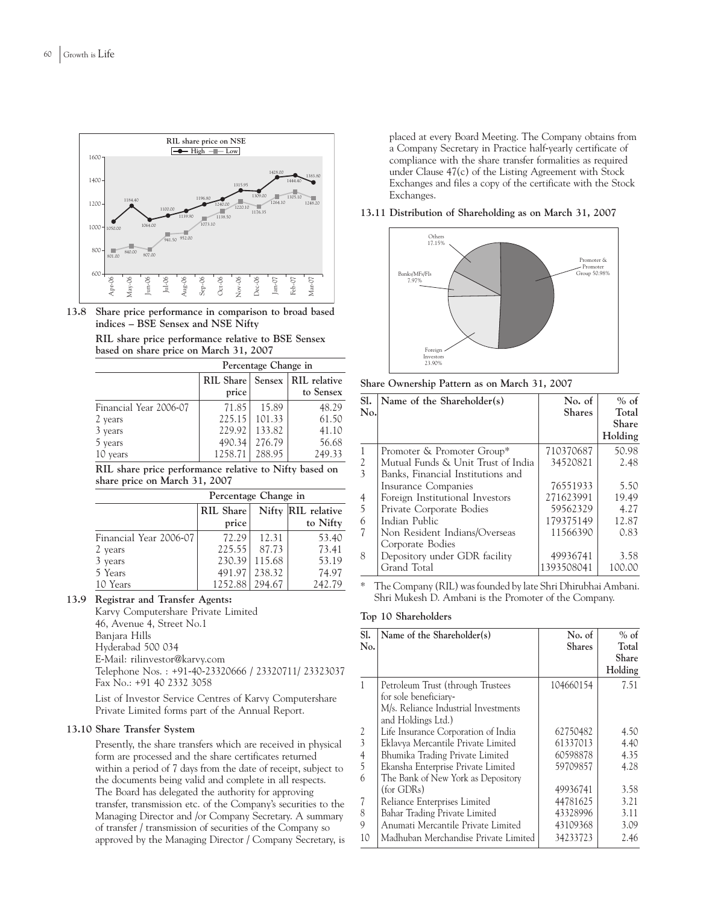**RIL share price on NSE**

— High — Low

**13.8 Share price performance in comparison to broad based indices – BSE Sensex and NSE Nifty**

**RIL share price performance relative to BSE Sensex based on share price on March 31, 2007**

| | Percentage Change in | | |
|---|---|---|---|
| | RIL Share price | Sensex | RIL relative to Sensex |
| Financial Year 2006-07 | 71.85 | 15.89 | 48.29 |
| 2 years | 225.15 | 101.33 | 61.50 |
| 3 years | 229.92 | 133.82 | 41.10 |
| 5 years | 490.34 | 276.79 | 56.68 |
| 10 years | 1258.71 | 288.95 | 249.33 |

**RIL share price performance relative to Nifty based on share price on March 31, 2007**

| | Percentage Change in | | |
|---|---|---|---|
| | RIL Share price | Nifty | RIL relative to Nifty |
| Financial Year 2006-07 | 72.29 | 12.31 | 53.40 |
| 2 years | 225.55 | 87.73 | 73.41 |
| 3 years | 230.39 | 115.68 | 53.19 |
| 5 Years | 491.97 | 238.32 | 74.97 |
| 10 Years | 1252.88 | 294.67 | 242.79 |

**13.9 Registrar and Transfer Agents:**

Karvy Computershare Private Limited
46, Avenue 4, Street No.1
Banjara Hills
Hyderabad 500 034
E-Mail: rilinvestor@karvy.com
Telephone Nos. : +91-40-23320666 / 23320711/ 23323037
Fax No.: +91 40 2332 3058

List of Investor Service Centres of Karvy Computershare Private Limited forms part of the Annual Report.

**13.10 Share Transfer System**

Presently, the share transfers which are received in physical form are processed and the share certificates returned within a period of 7 days from the date of receipt, subject to the documents being valid and complete in all respects. The Board has delegated the authority for approving transfer, transmission etc. of the Company's securities to the Managing Director and /or Company Secretary. A summary of transfer / transmission of securities of the Company so approved by the Managing Director / Company Secretary, is placed at every Board Meeting. The Company obtains from a Company Secretary in Practice half-yearly certificate of compliance with the share transfer formalities as required under Clause 47(c) of the Listing Agreement with Stock Exchanges and files a copy of the certificate with the Stock Exchanges.

**13.11 Distribution of Shareholding as on March 31, 2007**

Others 17.15%, Banks/MFs/FIs 7.97%, Foreign Investors 23.90%, Promoter & Promoter Group 50.98%

**Share Ownership Pattern as on March 31, 2007**

| Sl. No. | Name of the Shareholder(s) | No. of Shares | % of Total Share Holding |
|---|---|---|---|
| 1 | Promoter & Promoter Group* | 710370687 | 50.98 |
| 2 | Mutual Funds & Unit Trust of India | 34520821 | 2.48 |
| 3 | Banks, Financial Institutions and Insurance Companies | 76551933 | 5.50 |
| 4 | Foreign Institutional Investors | 271623991 | 19.49 |
| 5 | Private Corporate Bodies | 59562329 | 4.27 |
| 6 | Indian Public | 179375149 | 12.87 |
| 7 | Non Resident Indians/Overseas Corporate Bodies | 11566390 | 0.83 |
| 8 | Depository under GDR facility | 49936741 | 3.58 |
| | Grand Total | 1393508041 | 100.00 |

\* The Company (RIL) was founded by late Shri Dhirubhai Ambani. Shri Mukesh D. Ambani is the Promoter of the Company.

**Top 10 Shareholders**

| Sl. No. | Name of the Shareholder(s) | No. of Shares | % of Total Share Holding |
|---|---|---|---|
| 1 | Petroleum Trust (through Trustees for sole beneficiary- M/s. Reliance Industrial Investments and Holdings Ltd.) | 104660154 | 7.51 |
| 2 | Life Insurance Corporation of India | 62750482 | 4.50 |
| 3 | Eklavya Mercantile Private Limited | 61337013 | 4.40 |
| 4 | Bhumika Trading Private Limited | 60598878 | 4.35 |
| 5 | Ekansha Enterprise Private Limited | 59709857 | 4.28 |
| 6 | The Bank of New York as Depository (for GDRs) | 49936741 | 3.58 |
| 7 | Reliance Enterprises Limited | 44781625 | 3.21 |
| 8 | Bahar Trading Private Limited | 43328996 | 3.11 |
| 9 | Anumati Mercantile Private Limited | 43109368 | 3.09 |
| 10 | Madhuban Merchandise Private Limited | 34233723 | 2.46 |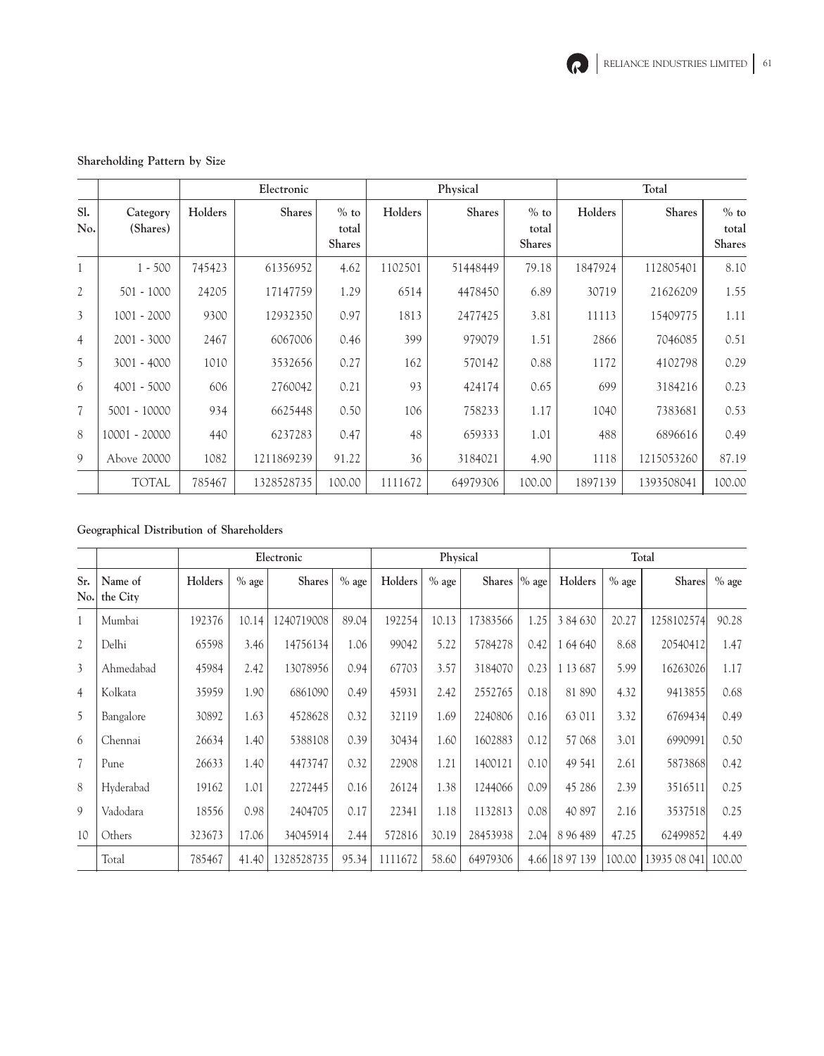**Shareholding Pattern by Size**

| | | Electronic | | | Physical | | | Total | | |
|---|---|---|---|---|---|---|---|---|---|---|
| Sl. No. | Category (Shares) | Holders | Shares | % to total Shares | Holders | Shares | % to total Shares | Holders | Shares | % to total Shares |
| 1 | 1 - 500 | 745423 | 61356952 | 4.62 | 1102501 | 51448449 | 79.18 | 1847924 | 112805401 | 8.10 |
| 2 | 501 - 1000 | 24205 | 17147759 | 1.29 | 6514 | 4478450 | 6.89 | 30719 | 21626209 | 1.55 |
| 3 | 1001 - 2000 | 9300 | 12932350 | 0.97 | 1813 | 2477425 | 3.81 | 11113 | 15409775 | 1.11 |
| 4 | 2001 - 3000 | 2467 | 6067006 | 0.46 | 399 | 979079 | 1.51 | 2866 | 7046085 | 0.51 |
| 5 | 3001 - 4000 | 1010 | 3532656 | 0.27 | 162 | 570142 | 0.88 | 1172 | 4102798 | 0.29 |
| 6 | 4001 - 5000 | 606 | 2760042 | 0.21 | 93 | 424174 | 0.65 | 699 | 3184216 | 0.23 |
| 7 | 5001 - 10000 | 934 | 6625448 | 0.50 | 106 | 758233 | 1.17 | 1040 | 7383681 | 0.53 |
| 8 | 10001 - 20000 | 440 | 6237283 | 0.47 | 48 | 659333 | 1.01 | 488 | 6896616 | 0.49 |
| 9 | Above 20000 | 1082 | 1211869239 | 91.22 | 36 | 3184021 | 4.90 | 1118 | 1215053260 | 87.19 |
| | TOTAL | 785467 | 1328528735 | 100.00 | 1111672 | 64979306 | 100.00 | 1897139 | 1393508041 | 100.00 |

**Geographical Distribution of Shareholders**

| | | Electronic | | | | Physical | | | | Total | | | |
|---|---|---|---|---|---|---|---|---|---|---|---|---|---|
| Sr. No. | Name of the City | Holders | % age | Shares | % age | Holders | % age | Shares | % age | Holders | % age | Shares | % age |
| 1 | Mumbai | 192376 | 10.14 | 1240719008 | 89.04 | 192254 | 10.13 | 17383566 | 1.25 | 3 84 630 | 20.27 | 1258102574 | 90.28 |
| 2 | Delhi | 65598 | 3.46 | 14756134 | 1.06 | 99042 | 5.22 | 5784278 | 0.42 | 1 64 640 | 8.68 | 20540412 | 1.47 |
| 3 | Ahmedabad | 45984 | 2.42 | 13078956 | 0.94 | 67703 | 3.57 | 3184070 | 0.23 | 1 13 687 | 5.99 | 16263026 | 1.17 |
| 4 | Kolkata | 35959 | 1.90 | 6861090 | 0.49 | 45931 | 2.42 | 2552765 | 0.18 | 81 890 | 4.32 | 9413855 | 0.68 |
| 5 | Bangalore | 30892 | 1.63 | 4528628 | 0.32 | 32119 | 1.69 | 2240806 | 0.16 | 63 011 | 3.32 | 6769434 | 0.49 |
| 6 | Chennai | 26634 | 1.40 | 5388108 | 0.39 | 30434 | 1.60 | 1602883 | 0.12 | 57 068 | 3.01 | 6990991 | 0.50 |
| 7 | Pune | 26633 | 1.40 | 4473747 | 0.32 | 22908 | 1.21 | 1400121 | 0.10 | 49 541 | 2.61 | 5873868 | 0.42 |
| 8 | Hyderabad | 19162 | 1.01 | 2272445 | 0.16 | 26124 | 1.38 | 1244066 | 0.09 | 45 286 | 2.39 | 3516511 | 0.25 |
| 9 | Vadodara | 18556 | 0.98 | 2404705 | 0.17 | 22341 | 1.18 | 1132813 | 0.08 | 40 897 | 2.16 | 3537518 | 0.25 |
| 10 | Others | 323673 | 17.06 | 34045914 | 2.44 | 572816 | 30.19 | 28453938 | 2.04 | 8 96 489 | 47.25 | 62499852 | 4.49 |
| | Total | 785467 | 41.40 | 1328528735 | 95.34 | 1111672 | 58.60 | 64979306 | 4.66 | 18 97 139 | 100.00 | 13935 08 041 | 100.00 |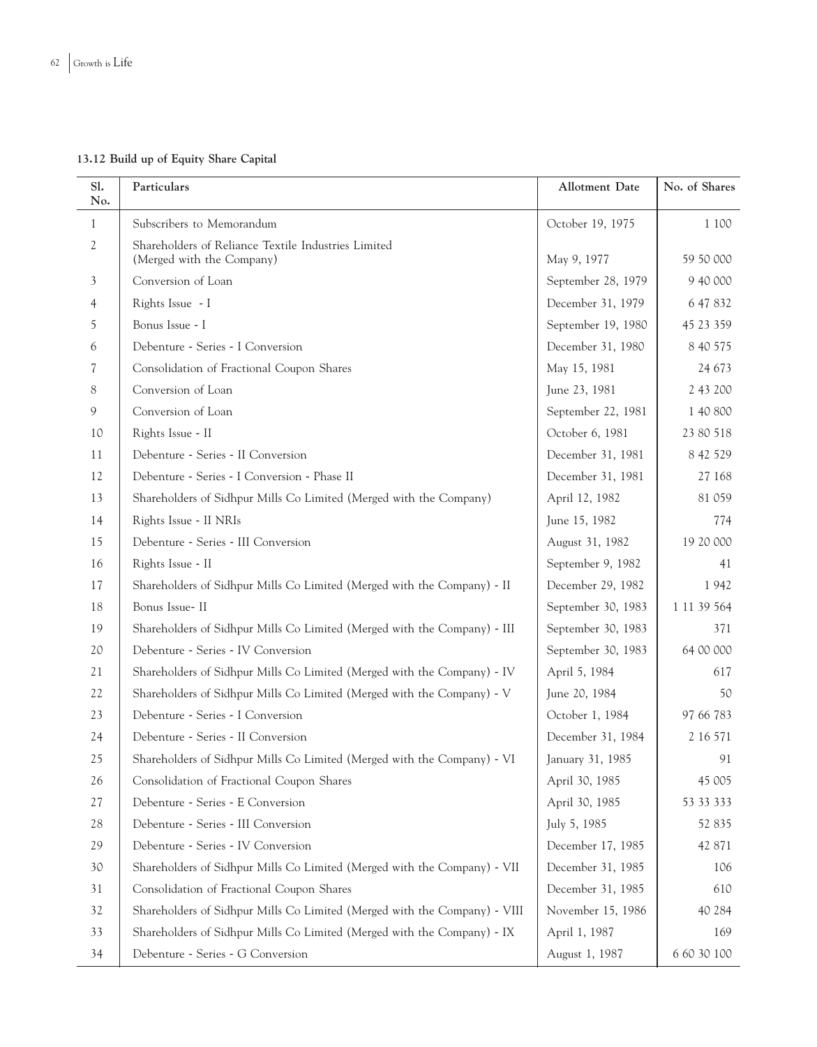### 13.12 Build up of Equity Share Capital

| Sl. No. | Particulars | Allotment Date | No. of Shares |
|---|---|---|---|
| 1 | Subscribers to Memorandum | October 19, 1975 | 1 100 |
| 2 | Shareholders of Reliance Textile Industries Limited (Merged with the Company) | May 9, 1977 | 59 50 000 |
| 3 | Conversion of Loan | September 28, 1979 | 9 40 000 |
| 4 | Rights Issue - I | December 31, 1979 | 6 47 832 |
| 5 | Bonus Issue - I | September 19, 1980 | 45 23 359 |
| 6 | Debenture - Series - I Conversion | December 31, 1980 | 8 40 575 |
| 7 | Consolidation of Fractional Coupon Shares | May 15, 1981 | 24 673 |
| 8 | Conversion of Loan | June 23, 1981 | 2 43 200 |
| 9 | Conversion of Loan | September 22, 1981 | 1 40 800 |
| 10 | Rights Issue - II | October 6, 1981 | 23 80 518 |
| 11 | Debenture - Series - II Conversion | December 31, 1981 | 8 42 529 |
| 12 | Debenture - Series - I Conversion - Phase II | December 31, 1981 | 27 168 |
| 13 | Shareholders of Sidhpur Mills Co Limited (Merged with the Company) | April 12, 1982 | 81 059 |
| 14 | Rights Issue - II NRIs | June 15, 1982 | 774 |
| 15 | Debenture - Series - III Conversion | August 31, 1982 | 19 20 000 |
| 16 | Rights Issue - II | September 9, 1982 | 41 |
| 17 | Shareholders of Sidhpur Mills Co Limited (Merged with the Company) - II | December 29, 1982 | 1 942 |
| 18 | Bonus Issue- II | September 30, 1983 | 1 11 39 564 |
| 19 | Shareholders of Sidhpur Mills Co Limited (Merged with the Company) - III | September 30, 1983 | 371 |
| 20 | Debenture - Series - IV Conversion | September 30, 1983 | 64 00 000 |
| 21 | Shareholders of Sidhpur Mills Co Limited (Merged with the Company) - IV | April 5, 1984 | 617 |
| 22 | Shareholders of Sidhpur Mills Co Limited (Merged with the Company) - V | June 20, 1984 | 50 |
| 23 | Debenture - Series - I Conversion | October 1, 1984 | 97 66 783 |
| 24 | Debenture - Series - II Conversion | December 31, 1984 | 2 16 571 |
| 25 | Shareholders of Sidhpur Mills Co Limited (Merged with the Company) - VI | January 31, 1985 | 91 |
| 26 | Consolidation of Fractional Coupon Shares | April 30, 1985 | 45 005 |
| 27 | Debenture - Series - E Conversion | April 30, 1985 | 53 33 333 |
| 28 | Debenture - Series - III Conversion | July 5, 1985 | 52 835 |
| 29 | Debenture - Series - IV Conversion | December 17, 1985 | 42 871 |
| 30 | Shareholders of Sidhpur Mills Co Limited (Merged with the Company) - VII | December 31, 1985 | 106 |
| 31 | Consolidation of Fractional Coupon Shares | December 31, 1985 | 610 |
| 32 | Shareholders of Sidhpur Mills Co Limited (Merged with the Company) - VIII | November 15, 1986 | 40 284 |
| 33 | Shareholders of Sidhpur Mills Co Limited (Merged with the Company) - IX | April 1, 1987 | 169 |
| 34 | Debenture - Series - G Conversion | August 1, 1987 | 6 60 30 100 |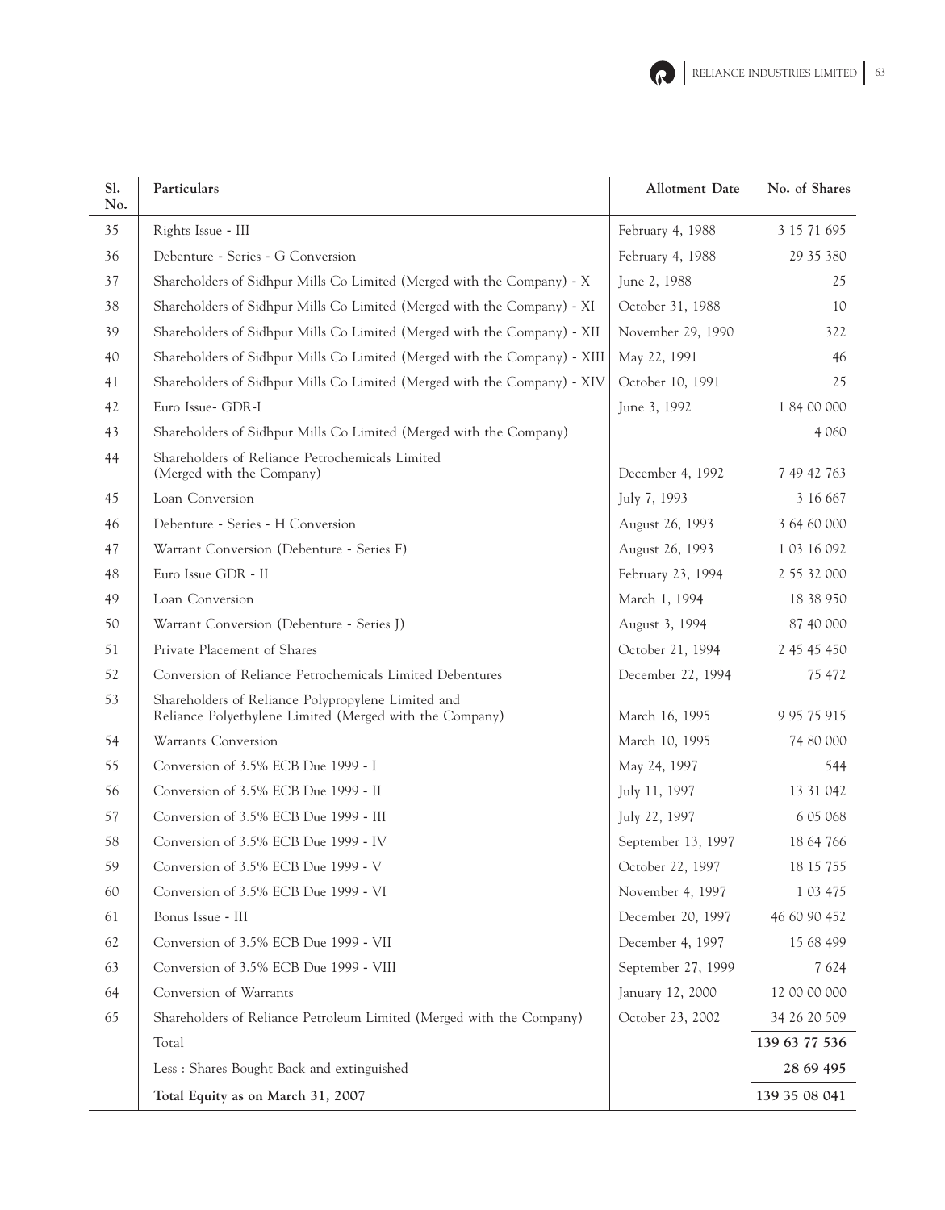| Sl. No. | Particulars | Allotment Date | No. of Shares |
|---|---|---|---|
| 35 | Rights Issue - III | February 4, 1988 | 3 15 71 695 |
| 36 | Debenture - Series - G Conversion | February 4, 1988 | 29 35 380 |
| 37 | Shareholders of Sidhpur Mills Co Limited (Merged with the Company) - X | June 2, 1988 | 25 |
| 38 | Shareholders of Sidhpur Mills Co Limited (Merged with the Company) - XI | October 31, 1988 | 10 |
| 39 | Shareholders of Sidhpur Mills Co Limited (Merged with the Company) - XII | November 29, 1990 | 322 |
| 40 | Shareholders of Sidhpur Mills Co Limited (Merged with the Company) - XIII | May 22, 1991 | 46 |
| 41 | Shareholders of Sidhpur Mills Co Limited (Merged with the Company) - XIV | October 10, 1991 | 25 |
| 42 | Euro Issue- GDR-I | June 3, 1992 | 1 84 00 000 |
| 43 | Shareholders of Sidhpur Mills Co Limited (Merged with the Company) | | 4 060 |
| 44 | Shareholders of Reliance Petrochemicals Limited (Merged with the Company) | December 4, 1992 | 7 49 42 763 |
| 45 | Loan Conversion | July 7, 1993 | 3 16 667 |
| 46 | Debenture - Series - H Conversion | August 26, 1993 | 3 64 60 000 |
| 47 | Warrant Conversion (Debenture - Series F) | August 26, 1993 | 1 03 16 092 |
| 48 | Euro Issue GDR - II | February 23, 1994 | 2 55 32 000 |
| 49 | Loan Conversion | March 1, 1994 | 18 38 950 |
| 50 | Warrant Conversion (Debenture - Series J) | August 3, 1994 | 87 40 000 |
| 51 | Private Placement of Shares | October 21, 1994 | 2 45 45 450 |
| 52 | Conversion of Reliance Petrochemicals Limited Debentures | December 22, 1994 | 75 472 |
| 53 | Shareholders of Reliance Polypropylene Limited and Reliance Polyethylene Limited (Merged with the Company) | March 16, 1995 | 9 95 75 915 |
| 54 | Warrants Conversion | March 10, 1995 | 74 80 000 |
| 55 | Conversion of 3.5% ECB Due 1999 - I | May 24, 1997 | 544 |
| 56 | Conversion of 3.5% ECB Due 1999 - II | July 11, 1997 | 13 31 042 |
| 57 | Conversion of 3.5% ECB Due 1999 - III | July 22, 1997 | 6 05 068 |
| 58 | Conversion of 3.5% ECB Due 1999 - IV | September 13, 1997 | 18 64 766 |
| 59 | Conversion of 3.5% ECB Due 1999 - V | October 22, 1997 | 18 15 755 |
| 60 | Conversion of 3.5% ECB Due 1999 - VI | November 4, 1997 | 1 03 475 |
| 61 | Bonus Issue - III | December 20, 1997 | 46 60 90 452 |
| 62 | Conversion of 3.5% ECB Due 1999 - VII | December 4, 1997 | 15 68 499 |
| 63 | Conversion of 3.5% ECB Due 1999 - VIII | September 27, 1999 | 7 624 |
| 64 | Conversion of Warrants | January 12, 2000 | 12 00 00 000 |
| 65 | Shareholders of Reliance Petroleum Limited (Merged with the Company) | October 23, 2002 | 34 26 20 509 |
| | Total | | **139 63 77 536** |
| | Less : Shares Bought Back and extinguished | | **28 69 495** |
| | **Total Equity as on March 31, 2007** | | **139 35 08 041** |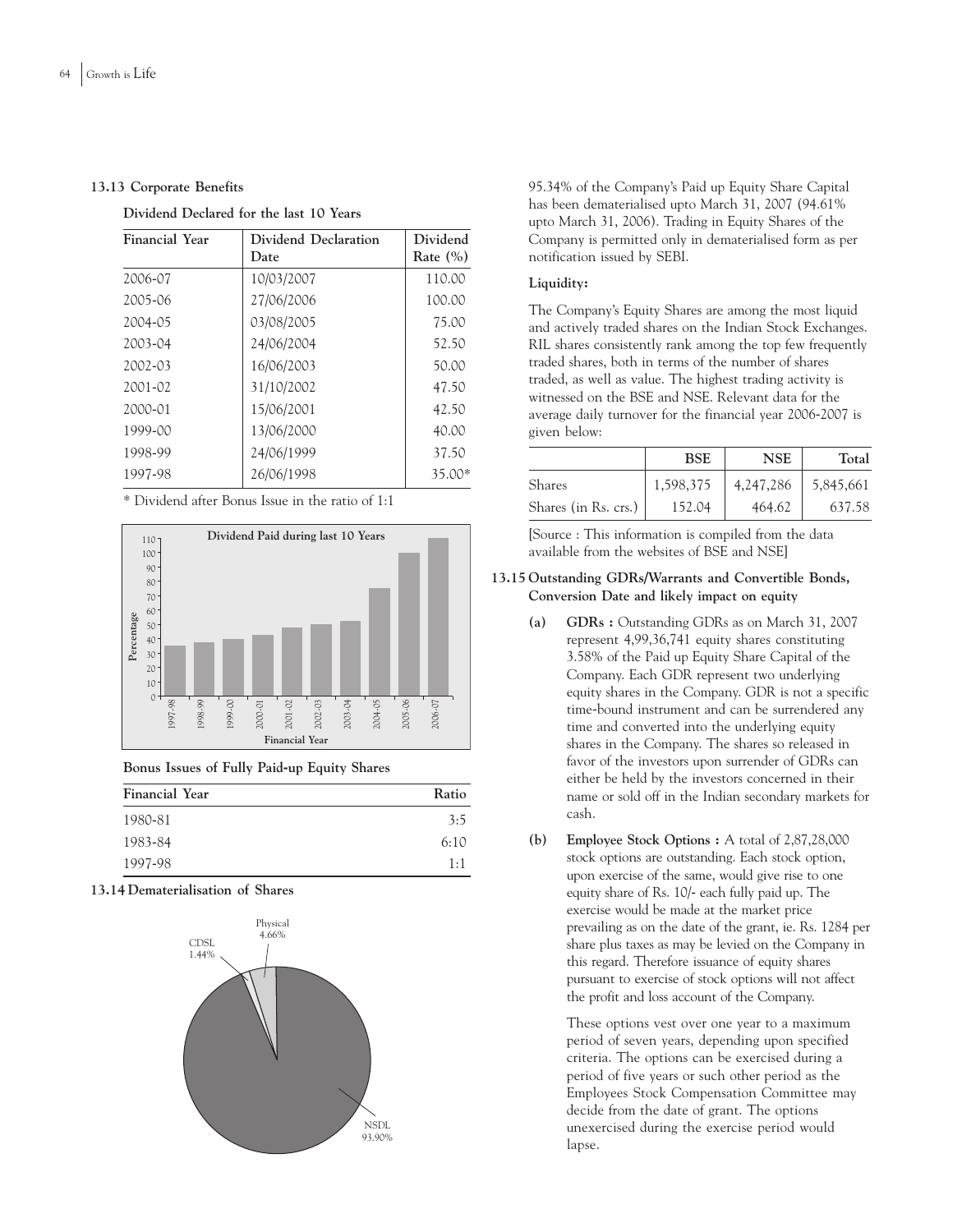**13.13 Corporate Benefits**

**Dividend Declared for the last 10 Years**

| Financial Year | Dividend Declaration Date | Dividend Rate (%) |
|---|---|---|
| 2006-07 | 10/03/2007 | 110.00 |
| 2005-06 | 27/06/2006 | 100.00 |
| 2004-05 | 03/08/2005 | 75.00 |
| 2003-04 | 24/06/2004 | 52.50 |
| 2002-03 | 16/06/2003 | 50.00 |
| 2001-02 | 31/10/2002 | 47.50 |
| 2000-01 | 15/06/2001 | 42.50 |
| 1999-00 | 13/06/2000 | 40.00 |
| 1998-99 | 24/06/1999 | 37.50 |
| 1997-98 | 26/06/1998 | 35.00* |

\* Dividend after Bonus Issue in the ratio of 1:1

**Dividend Paid during last 10 Years**

**Bonus Issues of Fully Paid-up Equity Shares**

| Financial Year | Ratio |
|---|---|
| 1980-81 | 3:5 |
| 1983-84 | 6:10 |
| 1997-98 | 1:1 |

**13.14 Dematerialisation of Shares**

Physical 4.66%; CDSL 1.44%; NSDL 93.90%

95.34% of the Company's Paid up Equity Share Capital has been dematerialised upto March 31, 2007 (94.61% upto March 31, 2006). Trading in Equity Shares of the Company is permitted only in dematerialised form as per notification issued by SEBI.

**Liquidity:**

The Company's Equity Shares are among the most liquid and actively traded shares on the Indian Stock Exchanges. RIL shares consistently rank among the top few frequently traded shares, both in terms of the number of shares traded, as well as value. The highest trading activity is witnessed on the BSE and NSE. Relevant data for the average daily turnover for the financial year 2006-2007 is given below:

| | BSE | NSE | Total |
|---|---|---|---|
| Shares | 1,598,375 | 4,247,286 | 5,845,661 |
| Shares (in Rs. crs.) | 152.04 | 464.62 | 637.58 |

[Source : This information is compiled from the data available from the websites of BSE and NSE]

**13.15 Outstanding GDRs/Warrants and Convertible Bonds, Conversion Date and likely impact on equity**

(a) **GDRs :** Outstanding GDRs as on March 31, 2007 represent 4,99,36,741 equity shares constituting 3.58% of the Paid up Equity Share Capital of the Company. Each GDR represent two underlying equity shares in the Company. GDR is not a specific time-bound instrument and can be surrendered any time and converted into the underlying equity shares in the Company. The shares so released in favor of the investors upon surrender of GDRs can either be held by the investors concerned in their name or sold off in the Indian secondary markets for cash.

(b) **Employee Stock Options :** A total of 2,87,28,000 stock options are outstanding. Each stock option, upon exercise of the same, would give rise to one equity share of Rs. 10/- each fully paid up. The exercise would be made at the market price prevailing as on the date of the grant, ie. Rs. 1284 per share plus taxes as may be levied on the Company in this regard. Therefore issuance of equity shares pursuant to exercise of stock options will not affect the profit and loss account of the Company.

These options vest over one year to a maximum period of seven years, depending upon specified criteria. The options can be exercised during a period of five years or such other period as the Employees Stock Compensation Committee may decide from the date of grant. The options unexercised during the exercise period would lapse.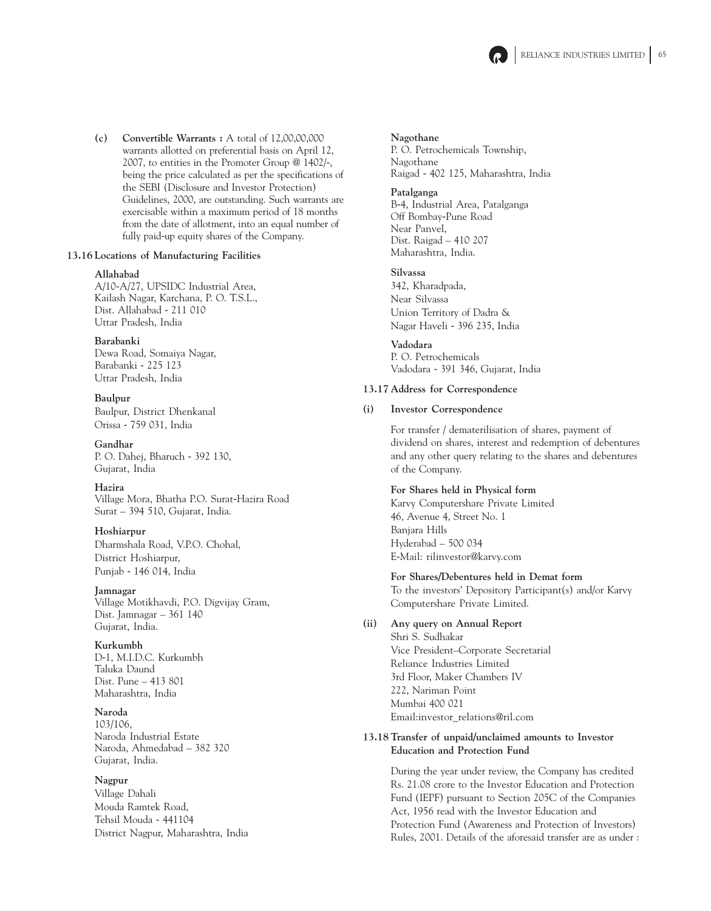(c) **Convertible Warrants :** A total of 12,00,00,000 warrants allotted on preferential basis on April 12, 2007, to entities in the Promoter Group @ 1402/-, being the price calculated as per the specifications of the SEBI (Disclosure and Investor Protection) Guidelines, 2000, are outstanding. Such warrants are exercisable within a maximum period of 18 months from the date of allotment, into an equal number of fully paid-up equity shares of the Company.

**13.16 Locations of Manufacturing Facilities**

**Allahabad**
A/10-A/27, UPSIDC Industrial Area,
Kailash Nagar, Karchana, P. O. T.S.L.,
Dist. Allahabad - 211 010
Uttar Pradesh, India

**Barabanki**
Dewa Road, Somaiya Nagar,
Barabanki - 225 123
Uttar Pradesh, India

**Baulpur**
Baulpur, District Dhenkanal
Orissa - 759 031, India

**Gandhar**
P. O. Dahej, Bharuch - 392 130,
Gujarat, India

**Hazira**
Village Mora, Bhatha P.O. Surat-Hazira Road
Surat – 394 510, Gujarat, India.

**Hoshiarpur**
Dharmshala Road, V.P.O. Chohal,
District Hoshiarpur,
Punjab - 146 014, India

**Jamnagar**
Village Motikhavdi, P.O. Digvijay Gram,
Dist. Jamnagar – 361 140
Gujarat, India.

**Kurkumbh**
D-1, M.I.D.C. Kurkumbh
Taluka Daund
Dist. Pune – 413 801
Maharashtra, India

**Naroda**
103/106,
Naroda Industrial Estate
Naroda, Ahmedabad – 382 320
Gujarat, India.

**Nagpur**
Village Dahali
Mouda Ramtek Road,
Tehsil Mouda - 441104
District Nagpur, Maharashtra, India

**Nagothane**
P. O. Petrochemicals Township,
Nagothane
Raigad - 402 125, Maharashtra, India

**Patalganga**
B-4, Industrial Area, Patalganga
Off Bombay-Pune Road
Near Panvel,
Dist. Raigad – 410 207
Maharashtra, India.

**Silvassa**
342, Kharadpada,
Near Silvassa
Union Territory of Dadra &
Nagar Haveli - 396 235, India

**Vadodara**
P. O. Petrochemicals
Vadodara - 391 346, Gujarat, India

**13.17 Address for Correspondence**

**(i) Investor Correspondence**

For transfer / dematerilisation of shares, payment of dividend on shares, interest and redemption of debentures and any other query relating to the shares and debentures of the Company.

**For Shares held in Physical form**
Karvy Computershare Private Limited
46, Avenue 4, Street No. 1
Banjara Hills
Hyderabad – 500 034
E-Mail: rilinvestor@karvy.com

**For Shares/Debentures held in Demat form**
To the investors' Depository Participant(s) and/or Karvy Computershare Private Limited.

**(ii) Any query on Annual Report**
Shri S. Sudhakar
Vice President–Corporate Secretarial
Reliance Industries Limited
3rd Floor, Maker Chambers IV
222, Nariman Point
Mumbai 400 021
Email:investor_relations@ril.com

**13.18 Transfer of unpaid/unclaimed amounts to Investor Education and Protection Fund**

During the year under review, the Company has credited Rs. 21.08 crore to the Investor Education and Protection Fund (IEPF) pursuant to Section 205C of the Companies Act, 1956 read with the Investor Education and Protection Fund (Awareness and Protection of Investors) Rules, 2001. Details of the aforesaid transfer are as under :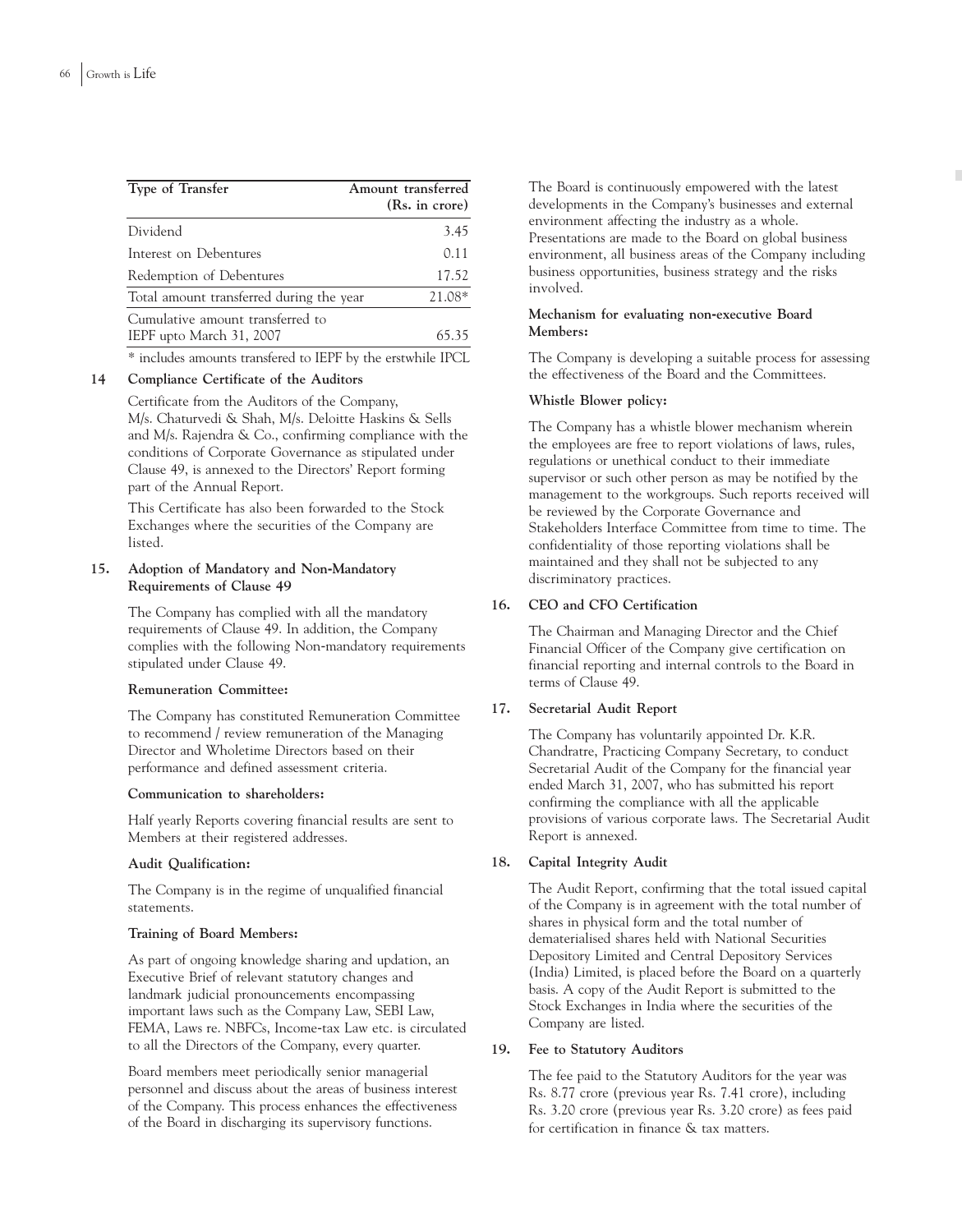| Type of Transfer | Amount transferred (Rs. in crore) |
|---|---|
| Dividend | 3.45 |
| Interest on Debentures | 0.11 |
| Redemption of Debentures | 17.52 |
| Total amount transferred during the year | 21.08* |
| Cumulative amount transferred to IEPF upto March 31, 2007 | 65.35 |

\* includes amounts transfered to IEPF by the erstwhile IPCL

**14 Compliance Certificate of the Auditors**

Certificate from the Auditors of the Company, M/s. Chaturvedi & Shah, M/s. Deloitte Haskins & Sells and M/s. Rajendra & Co., confirming compliance with the conditions of Corporate Governance as stipulated under Clause 49, is annexed to the Directors' Report forming part of the Annual Report.

This Certificate has also been forwarded to the Stock Exchanges where the securities of the Company are listed.

**15. Adoption of Mandatory and Non-Mandatory Requirements of Clause 49**

The Company has complied with all the mandatory requirements of Clause 49. In addition, the Company complies with the following Non-mandatory requirements stipulated under Clause 49.

**Remuneration Committee:**

The Company has constituted Remuneration Committee to recommend / review remuneration of the Managing Director and Wholetime Directors based on their performance and defined assessment criteria.

**Communication to shareholders:**

Half yearly Reports covering financial results are sent to Members at their registered addresses.

**Audit Qualification:**

The Company is in the regime of unqualified financial statements.

**Training of Board Members:**

As part of ongoing knowledge sharing and updation, an Executive Brief of relevant statutory changes and landmark judicial pronouncements encompassing important laws such as the Company Law, SEBI Law, FEMA, Laws re. NBFCs, Income-tax Law etc. is circulated to all the Directors of the Company, every quarter.

Board members meet periodically senior managerial personnel and discuss about the areas of business interest of the Company. This process enhances the effectiveness of the Board in discharging its supervisory functions.

The Board is continuously empowered with the latest developments in the Company's businesses and external environment affecting the industry as a whole. Presentations are made to the Board on global business environment, all business areas of the Company including business opportunities, business strategy and the risks involved.

**Mechanism for evaluating non-executive Board Members:**

The Company is developing a suitable process for assessing the effectiveness of the Board and the Committees.

**Whistle Blower policy:**

The Company has a whistle blower mechanism wherein the employees are free to report violations of laws, rules, regulations or unethical conduct to their immediate supervisor or such other person as may be notified by the management to the workgroups. Such reports received will be reviewed by the Corporate Governance and Stakeholders Interface Committee from time to time. The confidentiality of those reporting violations shall be maintained and they shall not be subjected to any discriminatory practices.

**16. CEO and CFO Certification**

The Chairman and Managing Director and the Chief Financial Officer of the Company give certification on financial reporting and internal controls to the Board in terms of Clause 49.

**17. Secretarial Audit Report**

The Company has voluntarily appointed Dr. K.R. Chandratre, Practicing Company Secretary, to conduct Secretarial Audit of the Company for the financial year ended March 31, 2007, who has submitted his report confirming the compliance with all the applicable provisions of various corporate laws. The Secretarial Audit Report is annexed.

**18. Capital Integrity Audit**

The Audit Report, confirming that the total issued capital of the Company is in agreement with the total number of shares in physical form and the total number of dematerialised shares held with National Securities Depository Limited and Central Depository Services (India) Limited, is placed before the Board on a quarterly basis. A copy of the Audit Report is submitted to the Stock Exchanges in India where the securities of the Company are listed.

**19. Fee to Statutory Auditors**

The fee paid to the Statutory Auditors for the year was Rs. 8.77 crore (previous year Rs. 7.41 crore), including Rs. 3.20 crore (previous year Rs. 3.20 crore) as fees paid for certification in finance & tax matters.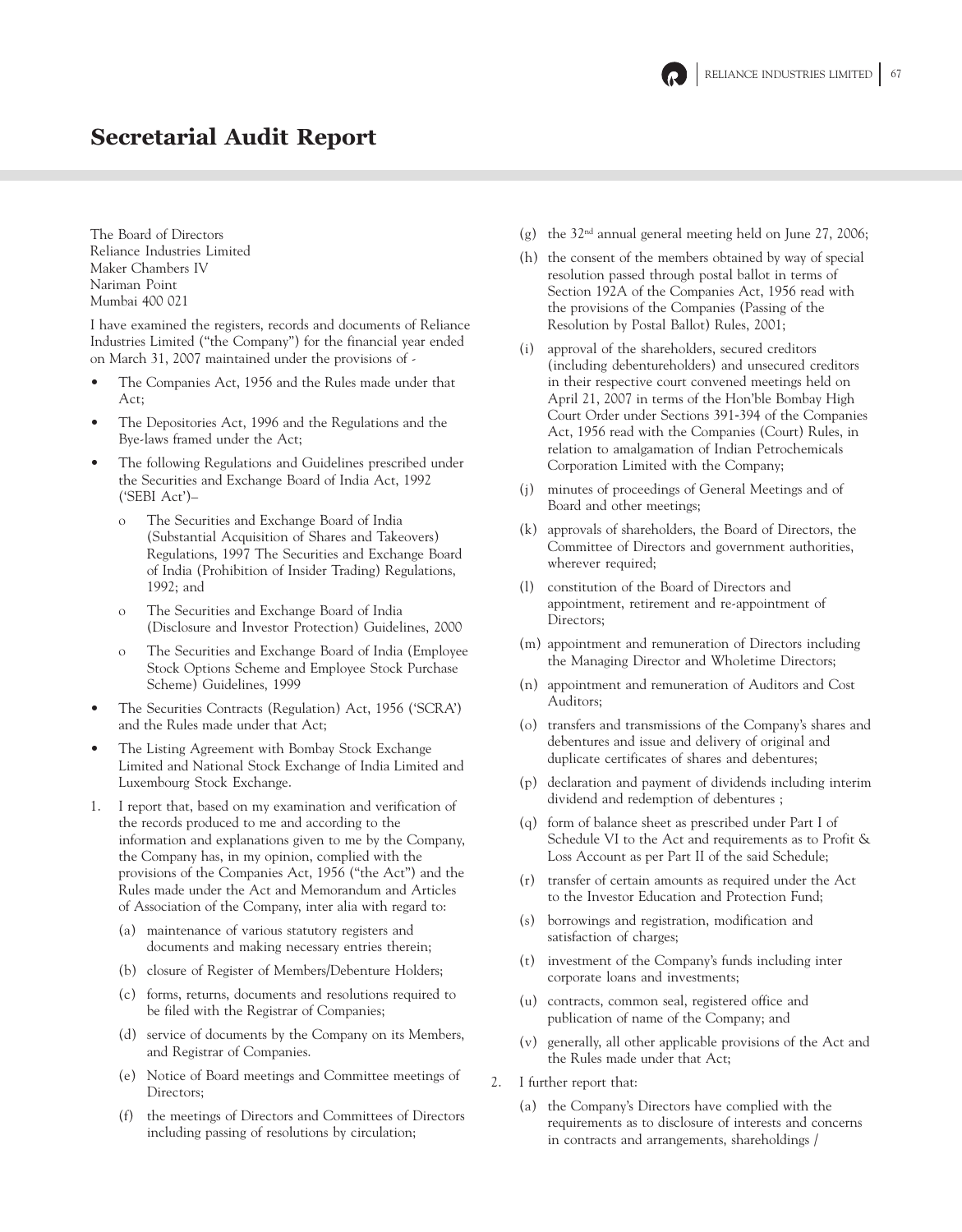# Secretarial Audit Report

The Board of Directors
Reliance Industries Limited
Maker Chambers IV
Nariman Point
Mumbai 400 021

I have examined the registers, records and documents of Reliance Industries Limited ("the Company") for the financial year ended on March 31, 2007 maintained under the provisions of -

- The Companies Act, 1956 and the Rules made under that Act;
- The Depositories Act, 1996 and the Regulations and the Bye-laws framed under the Act;
- The following Regulations and Guidelines prescribed under the Securities and Exchange Board of India Act, 1992 ('SEBI Act')–
  - The Securities and Exchange Board of India (Substantial Acquisition of Shares and Takeovers) Regulations, 1997 The Securities and Exchange Board of India (Prohibition of Insider Trading) Regulations, 1992; and
  - The Securities and Exchange Board of India (Disclosure and Investor Protection) Guidelines, 2000
  - The Securities and Exchange Board of India (Employee Stock Options Scheme and Employee Stock Purchase Scheme) Guidelines, 1999
- The Securities Contracts (Regulation) Act, 1956 ('SCRA') and the Rules made under that Act;
- The Listing Agreement with Bombay Stock Exchange Limited and National Stock Exchange of India Limited and Luxembourg Stock Exchange.

1. I report that, based on my examination and verification of the records produced to me and according to the information and explanations given to me by the Company, the Company has, in my opinion, complied with the provisions of the Companies Act, 1956 ("the Act") and the Rules made under the Act and Memorandum and Articles of Association of the Company, inter alia with regard to:
   (a) maintenance of various statutory registers and documents and making necessary entries therein;
   (b) closure of Register of Members/Debenture Holders;
   (c) forms, returns, documents and resolutions required to be filed with the Registrar of Companies;
   (d) service of documents by the Company on its Members, and Registrar of Companies.
   (e) Notice of Board meetings and Committee meetings of Directors;
   (f) the meetings of Directors and Committees of Directors including passing of resolutions by circulation;
   (g) the 32nd annual general meeting held on June 27, 2006;
   (h) the consent of the members obtained by way of special resolution passed through postal ballot in terms of Section 192A of the Companies Act, 1956 read with the provisions of the Companies (Passing of the Resolution by Postal Ballot) Rules, 2001;
   (i) approval of the shareholders, secured creditors (including debentureholders) and unsecured creditors in their respective court convened meetings held on April 21, 2007 in terms of the Hon'ble Bombay High Court Order under Sections 391-394 of the Companies Act, 1956 read with the Companies (Court) Rules, in relation to amalgamation of Indian Petrochemicals Corporation Limited with the Company;
   (j) minutes of proceedings of General Meetings and of Board and other meetings;
   (k) approvals of shareholders, the Board of Directors, the Committee of Directors and government authorities, wherever required;
   (l) constitution of the Board of Directors and appointment, retirement and re-appointment of Directors;
   (m) appointment and remuneration of Directors including the Managing Director and Wholetime Directors;
   (n) appointment and remuneration of Auditors and Cost Auditors;
   (o) transfers and transmissions of the Company's shares and debentures and issue and delivery of original and duplicate certificates of shares and debentures;
   (p) declaration and payment of dividends including interim dividend and redemption of debentures ;
   (q) form of balance sheet as prescribed under Part I of Schedule VI to the Act and requirements as to Profit & Loss Account as per Part II of the said Schedule;
   (r) transfer of certain amounts as required under the Act to the Investor Education and Protection Fund;
   (s) borrowings and registration, modification and satisfaction of charges;
   (t) investment of the Company's funds including inter corporate loans and investments;
   (u) contracts, common seal, registered office and publication of name of the Company; and
   (v) generally, all other applicable provisions of the Act and the Rules made under that Act;
2. I further report that:
   (a) the Company's Directors have complied with the requirements as to disclosure of interests and concerns in contracts and arrangements, shareholdings /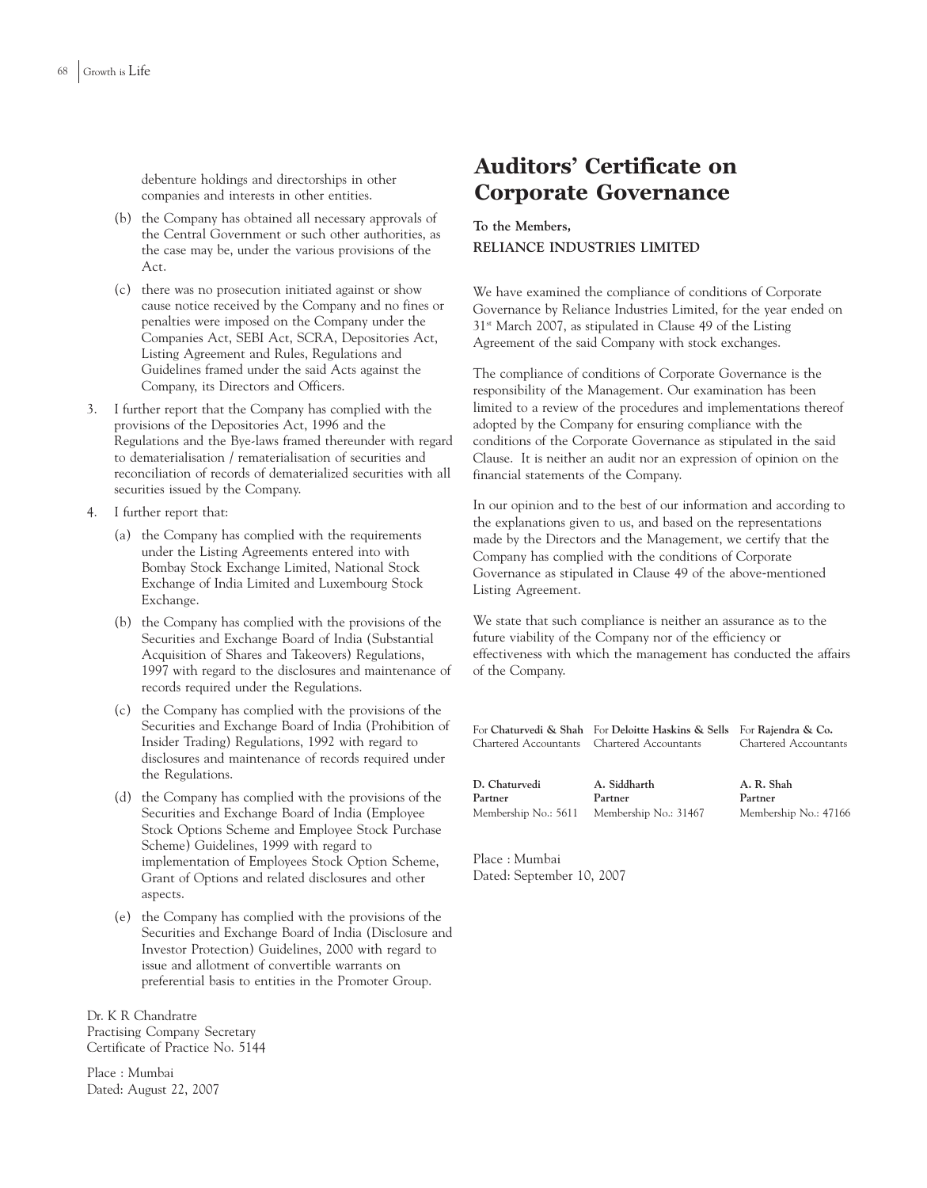debenture holdings and directorships in other companies and interests in other entities.

(b) the Company has obtained all necessary approvals of the Central Government or such other authorities, as the case may be, under the various provisions of the Act.

(c) there was no prosecution initiated against or show cause notice received by the Company and no fines or penalties were imposed on the Company under the Companies Act, SEBI Act, SCRA, Depositories Act, Listing Agreement and Rules, Regulations and Guidelines framed under the said Acts against the Company, its Directors and Officers.

3. I further report that the Company has complied with the provisions of the Depositories Act, 1996 and the Regulations and the Bye-laws framed thereunder with regard to dematerialisation / rematerialisation of securities and reconciliation of records of dematerialized securities with all securities issued by the Company.

4. I further report that:

   (a) the Company has complied with the requirements under the Listing Agreements entered into with Bombay Stock Exchange Limited, National Stock Exchange of India Limited and Luxembourg Stock Exchange.

   (b) the Company has complied with the provisions of the Securities and Exchange Board of India (Substantial Acquisition of Shares and Takeovers) Regulations, 1997 with regard to the disclosures and maintenance of records required under the Regulations.

   (c) the Company has complied with the provisions of the Securities and Exchange Board of India (Prohibition of Insider Trading) Regulations, 1992 with regard to disclosures and maintenance of records required under the Regulations.

   (d) the Company has complied with the provisions of the Securities and Exchange Board of India (Employee Stock Options Scheme and Employee Stock Purchase Scheme) Guidelines, 1999 with regard to implementation of Employees Stock Option Scheme, Grant of Options and related disclosures and other aspects.

   (e) the Company has complied with the provisions of the Securities and Exchange Board of India (Disclosure and Investor Protection) Guidelines, 2000 with regard to issue and allotment of convertible warrants on preferential basis to entities in the Promoter Group.

Dr. K R Chandratre
Practising Company Secretary
Certificate of Practice No. 5144

Place : Mumbai
Dated: August 22, 2007

# Auditors' Certificate on Corporate Governance

**To the Members,**
**RELIANCE INDUSTRIES LIMITED**

We have examined the compliance of conditions of Corporate Governance by Reliance Industries Limited, for the year ended on 31st March 2007, as stipulated in Clause 49 of the Listing Agreement of the said Company with stock exchanges.

The compliance of conditions of Corporate Governance is the responsibility of the Management. Our examination has been limited to a review of the procedures and implementations thereof adopted by the Company for ensuring compliance with the conditions of the Corporate Governance as stipulated in the said Clause. It is neither an audit nor an expression of opinion on the financial statements of the Company.

In our opinion and to the best of our information and according to the explanations given to us, and based on the representations made by the Directors and the Management, we certify that the Company has complied with the conditions of Corporate Governance as stipulated in Clause 49 of the above-mentioned Listing Agreement.

We state that such compliance is neither an assurance as to the future viability of the Company nor of the efficiency or effectiveness with which the management has conducted the affairs of the Company.

| | | |
|---|---|---|
| For **Chaturvedi & Shah** | For **Deloitte Haskins & Sells** | For **Rajendra & Co.** |
| Chartered Accountants | Chartered Accountants | Chartered Accountants |
| **D. Chaturvedi** | **A. Siddharth** | **A. R. Shah** |
| **Partner** | **Partner** | **Partner** |
| Membership No.: 5611 | Membership No.: 31467 | Membership No.: 47166 |

Place : Mumbai
Dated: September 10, 2007